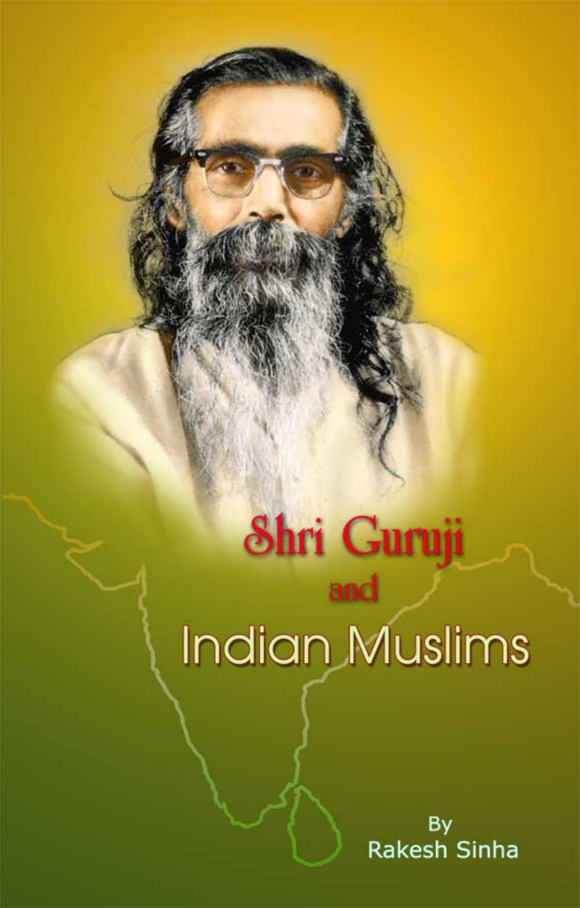# Shri Guruji and Indian Muslims

By
Rakesh Sinha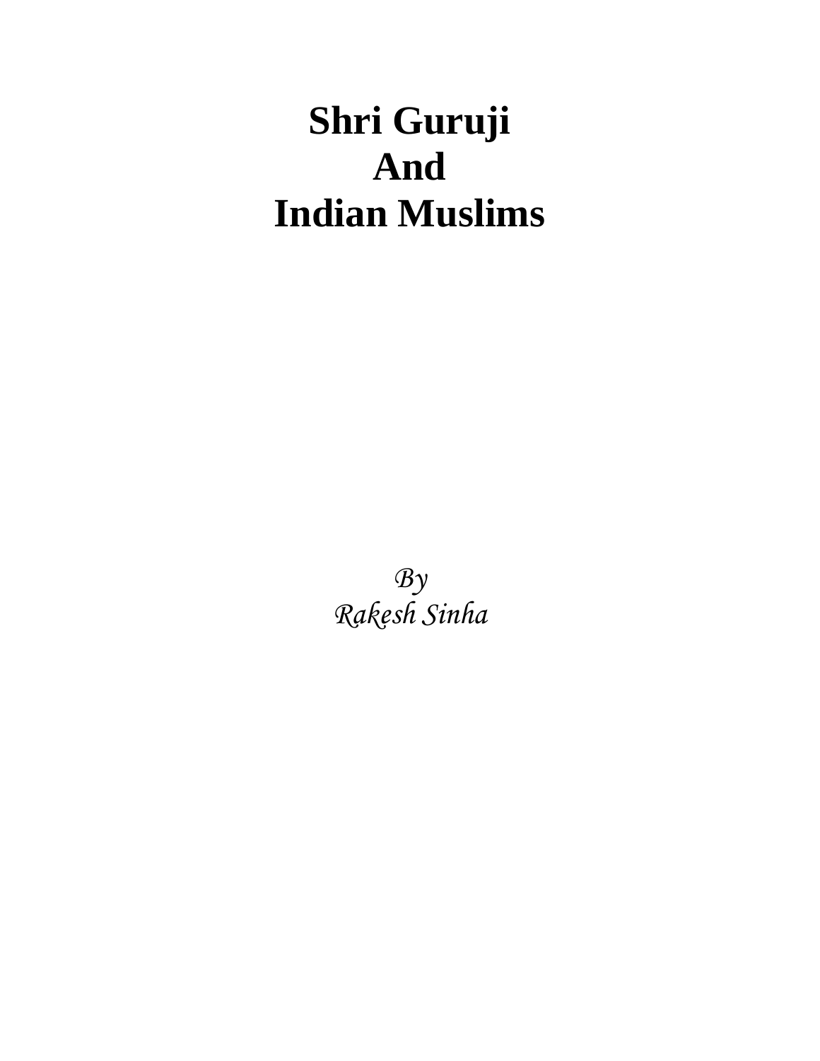# Shri Guruji
# And
# Indian Muslims

*By*
*Rakesh Sinha*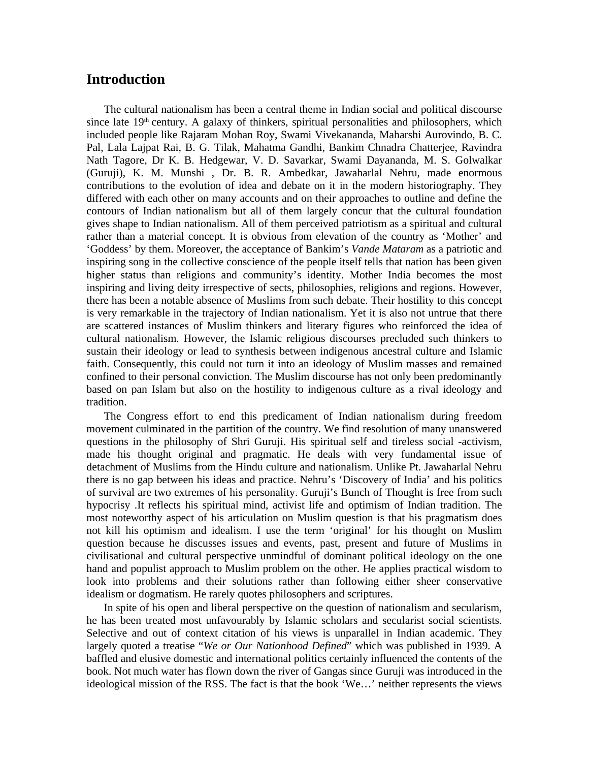## Introduction

The cultural nationalism has been a central theme in Indian social and political discourse since late 19th century. A galaxy of thinkers, spiritual personalities and philosophers, which included people like Rajaram Mohan Roy, Swami Vivekananda, Maharshi Aurovindo, B. C. Pal, Lala Lajpat Rai, B. G. Tilak, Mahatma Gandhi, Bankim Chnadra Chatterjee, Ravindra Nath Tagore, Dr K. B. Hedgewar, V. D. Savarkar, Swami Dayananda, M. S. Golwalkar (Guruji), K. M. Munshi , Dr. B. R. Ambedkar, Jawaharlal Nehru, made enormous contributions to the evolution of idea and debate on it in the modern historiography. They differed with each other on many accounts and on their approaches to outline and define the contours of Indian nationalism but all of them largely concur that the cultural foundation gives shape to Indian nationalism. All of them perceived patriotism as a spiritual and cultural rather than a material concept. It is obvious from elevation of the country as 'Mother' and 'Goddess' by them. Moreover, the acceptance of Bankim's *Vande Mataram* as a patriotic and inspiring song in the collective conscience of the people itself tells that nation has been given higher status than religions and community's identity. Mother India becomes the most inspiring and living deity irrespective of sects, philosophies, religions and regions. However, there has been a notable absence of Muslims from such debate. Their hostility to this concept is very remarkable in the trajectory of Indian nationalism. Yet it is also not untrue that there are scattered instances of Muslim thinkers and literary figures who reinforced the idea of cultural nationalism. However, the Islamic religious discourses precluded such thinkers to sustain their ideology or lead to synthesis between indigenous ancestral culture and Islamic faith. Consequently, this could not turn it into an ideology of Muslim masses and remained confined to their personal conviction. The Muslim discourse has not only been predominantly based on pan Islam but also on the hostility to indigenous culture as a rival ideology and tradition.

The Congress effort to end this predicament of Indian nationalism during freedom movement culminated in the partition of the country. We find resolution of many unanswered questions in the philosophy of Shri Guruji. His spiritual self and tireless social -activism, made his thought original and pragmatic. He deals with very fundamental issue of detachment of Muslims from the Hindu culture and nationalism. Unlike Pt. Jawaharlal Nehru there is no gap between his ideas and practice. Nehru's 'Discovery of India' and his politics of survival are two extremes of his personality. Guruji's Bunch of Thought is free from such hypocrisy .It reflects his spiritual mind, activist life and optimism of Indian tradition. The most noteworthy aspect of his articulation on Muslim question is that his pragmatism does not kill his optimism and idealism. I use the term 'original' for his thought on Muslim question because he discusses issues and events, past, present and future of Muslims in civilisational and cultural perspective unmindful of dominant political ideology on the one hand and populist approach to Muslim problem on the other. He applies practical wisdom to look into problems and their solutions rather than following either sheer conservative idealism or dogmatism. He rarely quotes philosophers and scriptures.

In spite of his open and liberal perspective on the question of nationalism and secularism, he has been treated most unfavourably by Islamic scholars and secularist social scientists. Selective and out of context citation of his views is unparallel in Indian academic. They largely quoted a treatise "*We or Our Nationhood Defined*" which was published in 1939. A baffled and elusive domestic and international politics certainly influenced the contents of the book. Not much water has flown down the river of Gangas since Guruji was introduced in the ideological mission of the RSS. The fact is that the book 'We…' neither represents the views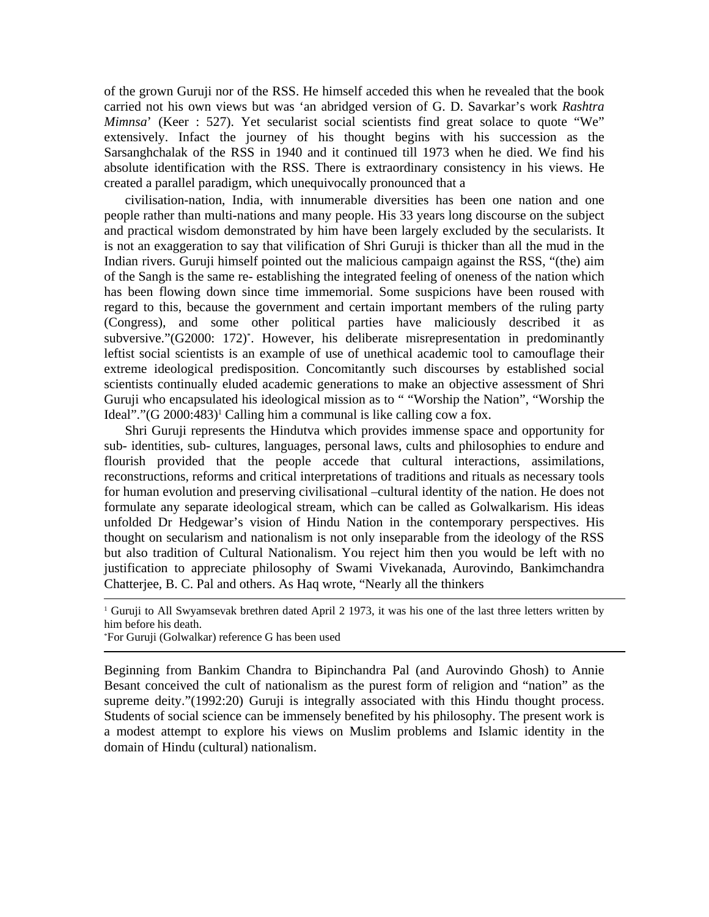of the grown Guruji nor of the RSS. He himself acceded this when he revealed that the book carried not his own views but was 'an abridged version of G. D. Savarkar's work *Rashtra Mimnsa*' (Keer : 527). Yet secularist social scientists find great solace to quote "We" extensively. Infact the journey of his thought begins with his succession as the Sarsanghchalak of the RSS in 1940 and it continued till 1973 when he died. We find his absolute identification with the RSS. There is extraordinary consistency in his views. He created a parallel paradigm, which unequivocally pronounced that a

civilisation-nation, India, with innumerable diversities has been one nation and one people rather than multi-nations and many people. His 33 years long discourse on the subject and practical wisdom demonstrated by him have been largely excluded by the secularists. It is not an exaggeration to say that vilification of Shri Guruji is thicker than all the mud in the Indian rivers. Guruji himself pointed out the malicious campaign against the RSS, "(the) aim of the Sangh is the same re- establishing the integrated feeling of oneness of the nation which has been flowing down since time immemorial. Some suspicions have been roused with regard to this, because the government and certain important members of the ruling party (Congress), and some other political parties have maliciously described it as subversive."(G2000: 172)[*]. However, his deliberate misrepresentation in predominantly leftist social scientists is an example of use of unethical academic tool to camouflage their extreme ideological predisposition. Concomitantly such discourses by established social scientists continually eluded academic generations to make an objective assessment of Shri Guruji who encapsulated his ideological mission as to " "Worship the Nation", "Worship the Ideal"."(G 2000:483)[1] Calling him a communal is like calling cow a fox.

Shri Guruji represents the Hindutva which provides immense space and opportunity for sub- identities, sub- cultures, languages, personal laws, cults and philosophies to endure and flourish provided that the people accede that cultural interactions, assimilations, reconstructions, reforms and critical interpretations of traditions and rituals as necessary tools for human evolution and preserving civilisational –cultural identity of the nation. He does not formulate any separate ideological stream, which can be called as Golwalkarism. His ideas unfolded Dr Hedgewar's vision of Hindu Nation in the contemporary perspectives. His thought on secularism and nationalism is not only inseparable from the ideology of the RSS but also tradition of Cultural Nationalism. You reject him then you would be left with no justification to appreciate philosophy of Swami Vivekanada, Aurovindo, Bankimchandra Chatterjee, B. C. Pal and others. As Haq wrote, "Nearly all the thinkers Beginning from Bankim Chandra to Bipinchandra Pal (and Aurovindo Ghosh) to Annie Besant conceived the cult of nationalism as the purest form of religion and "nation" as the supreme deity."(1992:20) Guruji is integrally associated with this Hindu thought process. Students of social science can be immensely benefited by his philosophy. The present work is a modest attempt to explore his views on Muslim problems and Islamic identity in the domain of Hindu (cultural) nationalism.

---

[1] Guruji to All Swyamsevak brethren dated April 2 1973, it was his one of the last three letters written by him before his death.

[*] For Guruji (Golwalkar) reference G has been used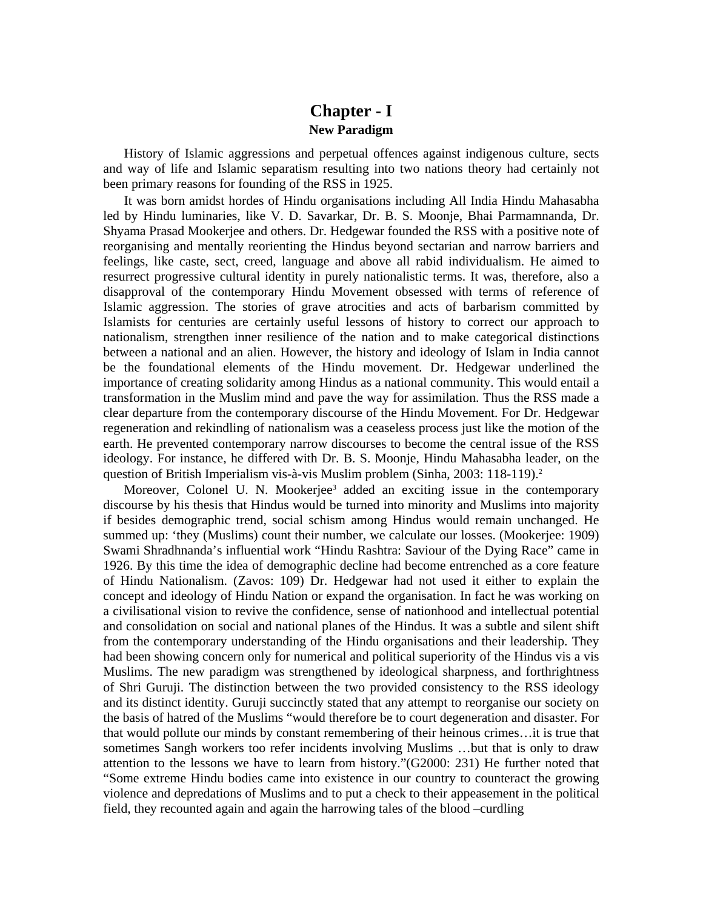# Chapter - I

## New Paradigm

History of Islamic aggressions and perpetual offences against indigenous culture, sects and way of life and Islamic separatism resulting into two nations theory had certainly not been primary reasons for founding of the RSS in 1925.

It was born amidst hordes of Hindu organisations including All India Hindu Mahasabha led by Hindu luminaries, like V. D. Savarkar, Dr. B. S. Moonje, Bhai Parmamnanda, Dr. Shyama Prasad Mookerjee and others. Dr. Hedgewar founded the RSS with a positive note of reorganising and mentally reorienting the Hindus beyond sectarian and narrow barriers and feelings, like caste, sect, creed, language and above all rabid individualism. He aimed to resurrect progressive cultural identity in purely nationalistic terms. It was, therefore, also a disapproval of the contemporary Hindu Movement obsessed with terms of reference of Islamic aggression. The stories of grave atrocities and acts of barbarism committed by Islamists for centuries are certainly useful lessons of history to correct our approach to nationalism, strengthen inner resilience of the nation and to make categorical distinctions between a national and an alien. However, the history and ideology of Islam in India cannot be the foundational elements of the Hindu movement. Dr. Hedgewar underlined the importance of creating solidarity among Hindus as a national community. This would entail a transformation in the Muslim mind and pave the way for assimilation. Thus the RSS made a clear departure from the contemporary discourse of the Hindu Movement. For Dr. Hedgewar regeneration and rekindling of nationalism was a ceaseless process just like the motion of the earth. He prevented contemporary narrow discourses to become the central issue of the RSS ideology. For instance, he differed with Dr. B. S. Moonje, Hindu Mahasabha leader, on the question of British Imperialism vis-à-vis Muslim problem (Sinha, 2003: 118-119).[2]

Moreover, Colonel U. N. Mookerjee[3] added an exciting issue in the contemporary discourse by his thesis that Hindus would be turned into minority and Muslims into majority if besides demographic trend, social schism among Hindus would remain unchanged. He summed up: 'they (Muslims) count their number, we calculate our losses. (Mookerjee: 1909) Swami Shradhnanda's influential work "Hindu Rashtra: Saviour of the Dying Race" came in 1926. By this time the idea of demographic decline had become entrenched as a core feature of Hindu Nationalism. (Zavos: 109) Dr. Hedgewar had not used it either to explain the concept and ideology of Hindu Nation or expand the organisation. In fact he was working on a civilisational vision to revive the confidence, sense of nationhood and intellectual potential and consolidation on social and national planes of the Hindus. It was a subtle and silent shift from the contemporary understanding of the Hindu organisations and their leadership. They had been showing concern only for numerical and political superiority of the Hindus vis a vis Muslims. The new paradigm was strengthened by ideological sharpness, and forthrightness of Shri Guruji. The distinction between the two provided consistency to the RSS ideology and its distinct identity. Guruji succinctly stated that any attempt to reorganise our society on the basis of hatred of the Muslims "would therefore be to court degeneration and disaster. For that would pollute our minds by constant remembering of their heinous crimes…it is true that sometimes Sangh workers too refer incidents involving Muslims …but that is only to draw attention to the lessons we have to learn from history."(G2000: 231) He further noted that "Some extreme Hindu bodies came into existence in our country to counteract the growing violence and depredations of Muslims and to put a check to their appeasement in the political field, they recounted again and again the harrowing tales of the blood –curdling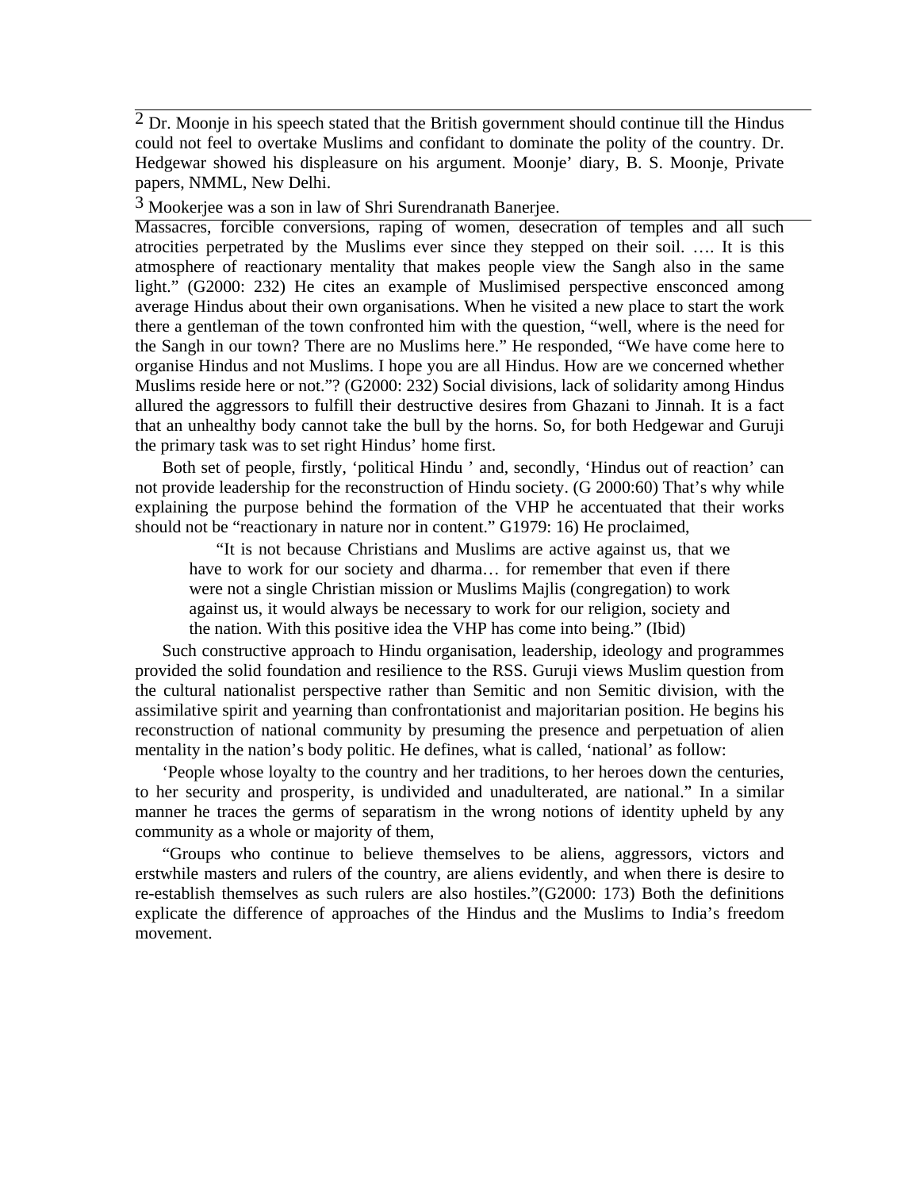[2] Dr. Moonje in his speech stated that the British government should continue till the Hindus could not feel to overtake Muslims and confidant to dominate the polity of the country. Dr. Hedgewar showed his displeasure on his argument. Moonje' diary, B. S. Moonje, Private papers, NMML, New Delhi.

[3] Mookerjee was a son in law of Shri Surendranath Banerjee.

Massacres, forcible conversions, raping of women, desecration of temples and all such atrocities perpetrated by the Muslims ever since they stepped on their soil. …. It is this atmosphere of reactionary mentality that makes people view the Sangh also in the same light." (G2000: 232) He cites an example of Muslimised perspective ensconced among average Hindus about their own organisations. When he visited a new place to start the work there a gentleman of the town confronted him with the question, "well, where is the need for the Sangh in our town? There are no Muslims here." He responded, "We have come here to organise Hindus and not Muslims. I hope you are all Hindus. How are we concerned whether Muslims reside here or not."? (G2000: 232) Social divisions, lack of solidarity among Hindus allured the aggressors to fulfill their destructive desires from Ghazani to Jinnah. It is a fact that an unhealthy body cannot take the bull by the horns. So, for both Hedgewar and Guruji the primary task was to set right Hindus' home first.

Both set of people, firstly, 'political Hindu ' and, secondly, 'Hindus out of reaction' can not provide leadership for the reconstruction of Hindu society. (G 2000:60) That's why while explaining the purpose behind the formation of the VHP he accentuated that their works should not be "reactionary in nature nor in content." G1979: 16) He proclaimed,

> "It is not because Christians and Muslims are active against us, that we have to work for our society and dharma… for remember that even if there were not a single Christian mission or Muslims Majlis (congregation) to work against us, it would always be necessary to work for our religion, society and the nation. With this positive idea the VHP has come into being." (Ibid)

Such constructive approach to Hindu organisation, leadership, ideology and programmes provided the solid foundation and resilience to the RSS. Guruji views Muslim question from the cultural nationalist perspective rather than Semitic and non Semitic division, with the assimilative spirit and yearning than confrontationist and majoritarian position. He begins his reconstruction of national community by presuming the presence and perpetuation of alien mentality in the nation's body politic. He defines, what is called, 'national' as follow:

'People whose loyalty to the country and her traditions, to her heroes down the centuries, to her security and prosperity, is undivided and unadulterated, are national." In a similar manner he traces the germs of separatism in the wrong notions of identity upheld by any community as a whole or majority of them,

"Groups who continue to believe themselves to be aliens, aggressors, victors and erstwhile masters and rulers of the country, are aliens evidently, and when there is desire to re-establish themselves as such rulers are also hostiles."(G2000: 173) Both the definitions explicate the difference of approaches of the Hindus and the Muslims to India's freedom movement.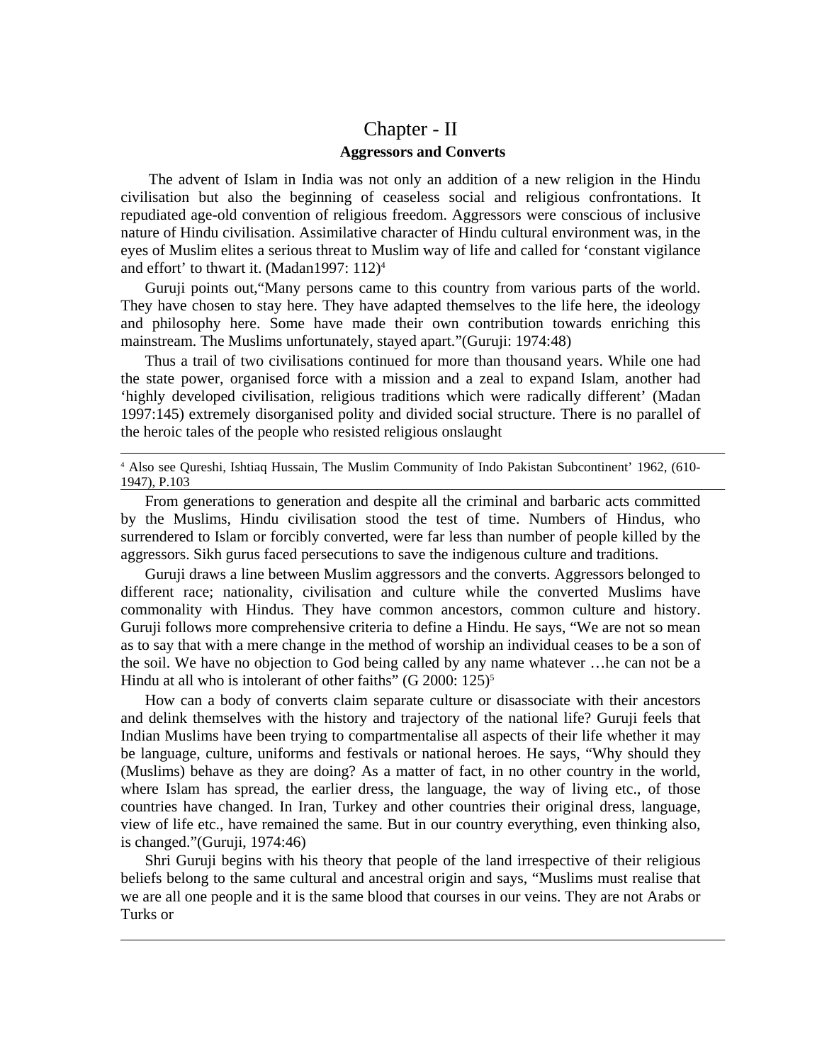# Chapter - II

## Aggressors and Converts

The advent of Islam in India was not only an addition of a new religion in the Hindu civilisation but also the beginning of ceaseless social and religious confrontations. It repudiated age-old convention of religious freedom. Aggressors were conscious of inclusive nature of Hindu civilisation. Assimilative character of Hindu cultural environment was, in the eyes of Muslim elites a serious threat to Muslim way of life and called for 'constant vigilance and effort' to thwart it. (Madan1997: 112)[4]

Guruji points out,"Many persons came to this country from various parts of the world. They have chosen to stay here. They have adapted themselves to the life here, the ideology and philosophy here. Some have made their own contribution towards enriching this mainstream. The Muslims unfortunately, stayed apart."(Guruji: 1974:48)

Thus a trail of two civilisations continued for more than thousand years. While one had the state power, organised force with a mission and a zeal to expand Islam, another had 'highly developed civilisation, religious traditions which were radically different' (Madan 1997:145) extremely disorganised polity and divided social structure. There is no parallel of the heroic tales of the people who resisted religious onslaught

[4] Also see Qureshi, Ishtiaq Hussain, The Muslim Community of Indo Pakistan Subcontinent' 1962, (610-1947), P.103

From generations to generation and despite all the criminal and barbaric acts committed by the Muslims, Hindu civilisation stood the test of time. Numbers of Hindus, who surrendered to Islam or forcibly converted, were far less than number of people killed by the aggressors. Sikh gurus faced persecutions to save the indigenous culture and traditions.

Guruji draws a line between Muslim aggressors and the converts. Aggressors belonged to different race; nationality, civilisation and culture while the converted Muslims have commonality with Hindus. They have common ancestors, common culture and history. Guruji follows more comprehensive criteria to define a Hindu. He says, "We are not so mean as to say that with a mere change in the method of worship an individual ceases to be a son of the soil. We have no objection to God being called by any name whatever …he can not be a Hindu at all who is intolerant of other faiths" (G 2000: 125)[5]

How can a body of converts claim separate culture or disassociate with their ancestors and delink themselves with the history and trajectory of the national life? Guruji feels that Indian Muslims have been trying to compartmentalise all aspects of their life whether it may be language, culture, uniforms and festivals or national heroes. He says, "Why should they (Muslims) behave as they are doing? As a matter of fact, in no other country in the world, where Islam has spread, the earlier dress, the language, the way of living etc., of those countries have changed. In Iran, Turkey and other countries their original dress, language, view of life etc., have remained the same. But in our country everything, even thinking also, is changed."(Guruji, 1974:46)

Shri Guruji begins with his theory that people of the land irrespective of their religious beliefs belong to the same cultural and ancestral origin and says, "Muslims must realise that we are all one people and it is the same blood that courses in our veins. They are not Arabs or Turks or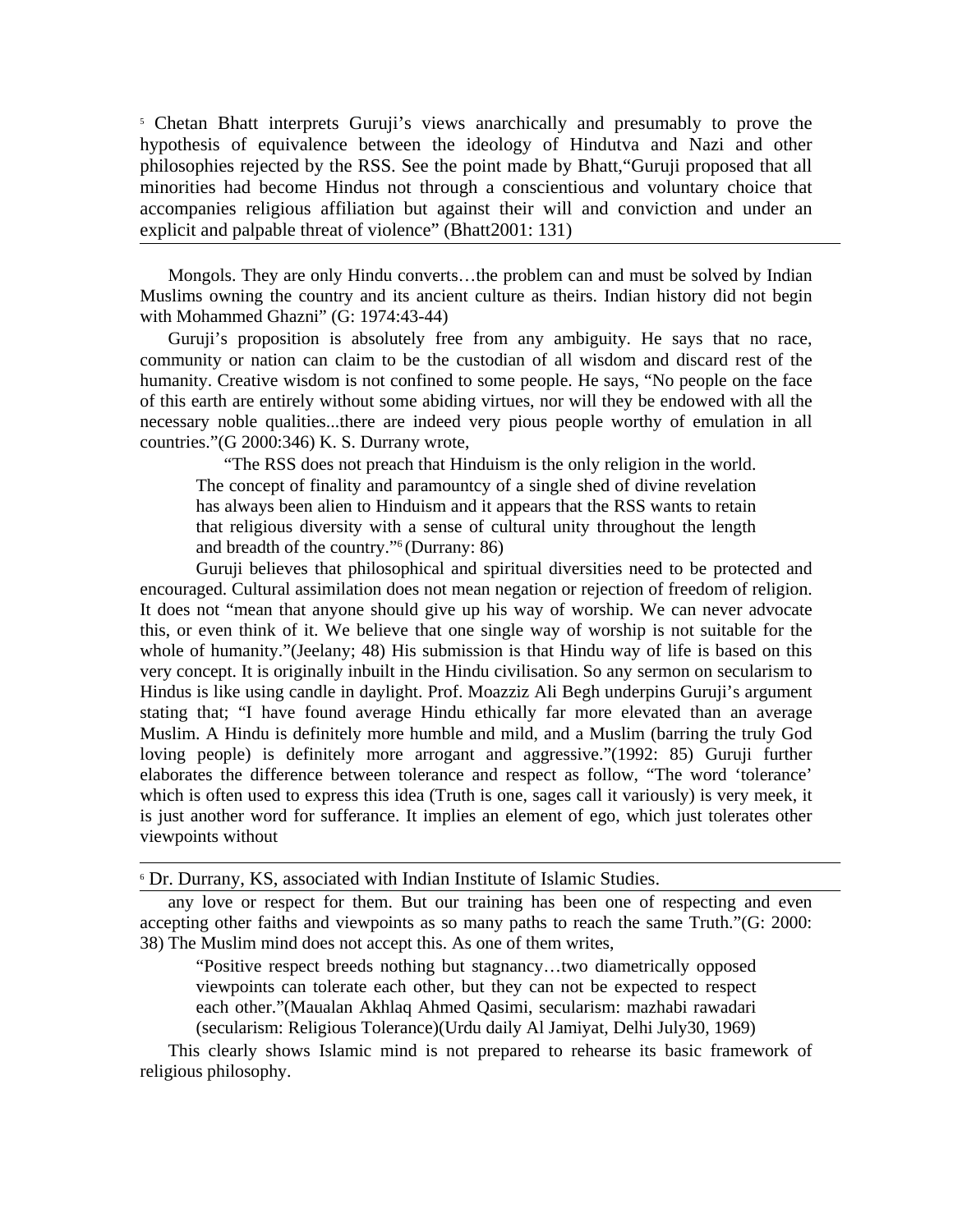[5] Chetan Bhatt interprets Guruji's views anarchically and presumably to prove the hypothesis of equivalence between the ideology of Hindutva and Nazi and other philosophies rejected by the RSS. See the point made by Bhatt,"Guruji proposed that all minorities had become Hindus not through a conscientious and voluntary choice that accompanies religious affiliation but against their will and conviction and under an explicit and palpable threat of violence" (Bhatt2001: 131)

---

Mongols. They are only Hindu converts…the problem can and must be solved by Indian Muslims owning the country and its ancient culture as theirs. Indian history did not begin with Mohammed Ghazni" (G: 1974:43-44)

Guruji's proposition is absolutely free from any ambiguity. He says that no race, community or nation can claim to be the custodian of all wisdom and discard rest of the humanity. Creative wisdom is not confined to some people. He says, "No people on the face of this earth are entirely without some abiding virtues, nor will they be endowed with all the necessary noble qualities...there are indeed very pious people worthy of emulation in all countries."(G 2000:346) K. S. Durrany wrote,

> "The RSS does not preach that Hinduism is the only religion in the world. The concept of finality and paramountcy of a single shed of divine revelation has always been alien to Hinduism and it appears that the RSS wants to retain that religious diversity with a sense of cultural unity throughout the length and breadth of the country."[6] (Durrany: 86)

Guruji believes that philosophical and spiritual diversities need to be protected and encouraged. Cultural assimilation does not mean negation or rejection of freedom of religion. It does not "mean that anyone should give up his way of worship. We can never advocate this, or even think of it. We believe that one single way of worship is not suitable for the whole of humanity."(Jeelany; 48) His submission is that Hindu way of life is based on this very concept. It is originally inbuilt in the Hindu civilisation. So any sermon on secularism to Hindus is like using candle in daylight. Prof. Moazziz Ali Begh underpins Guruji's argument stating that; "I have found average Hindu ethically far more elevated than an average Muslim. A Hindu is definitely more humble and mild, and a Muslim (barring the truly God loving people) is definitely more arrogant and aggressive."(1992: 85) Guruji further elaborates the difference between tolerance and respect as follow, "The word 'tolerance' which is often used to express this idea (Truth is one, sages call it variously) is very meek, it is just another word for sufferance. It implies an element of ego, which just tolerates other viewpoints without any love or respect for them. But our training has been one of respecting and even accepting other faiths and viewpoints as so many paths to reach the same Truth."(G: 2000: 38) The Muslim mind does not accept this. As one of them writes,

> "Positive respect breeds nothing but stagnancy…two diametrically opposed viewpoints can tolerate each other, but they can not be expected to respect each other."(Maualan Akhlaq Ahmed Qasimi, secularism: mazhabi rawadari (secularism: Religious Tolerance)(Urdu daily Al Jamiyat, Delhi July30, 1969)

This clearly shows Islamic mind is not prepared to rehearse its basic framework of religious philosophy.

---

[6] Dr. Durrany, KS, associated with Indian Institute of Islamic Studies.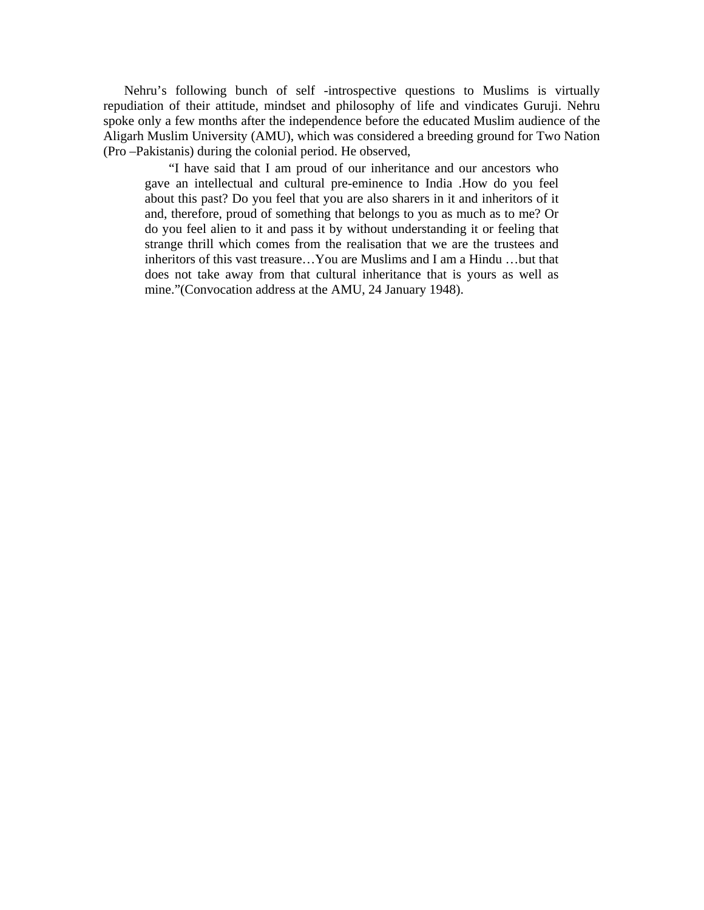Nehru's following bunch of self -introspective questions to Muslims is virtually repudiation of their attitude, mindset and philosophy of life and vindicates Guruji. Nehru spoke only a few months after the independence before the educated Muslim audience of the Aligarh Muslim University (AMU), which was considered a breeding ground for Two Nation (Pro –Pakistanis) during the colonial period. He observed,

> "I have said that I am proud of our inheritance and our ancestors who gave an intellectual and cultural pre-eminence to India .How do you feel about this past? Do you feel that you are also sharers in it and inheritors of it and, therefore, proud of something that belongs to you as much as to me? Or do you feel alien to it and pass it by without understanding it or feeling that strange thrill which comes from the realisation that we are the trustees and inheritors of this vast treasure…You are Muslims and I am a Hindu …but that does not take away from that cultural inheritance that is yours as well as mine."(Convocation address at the AMU, 24 January 1948).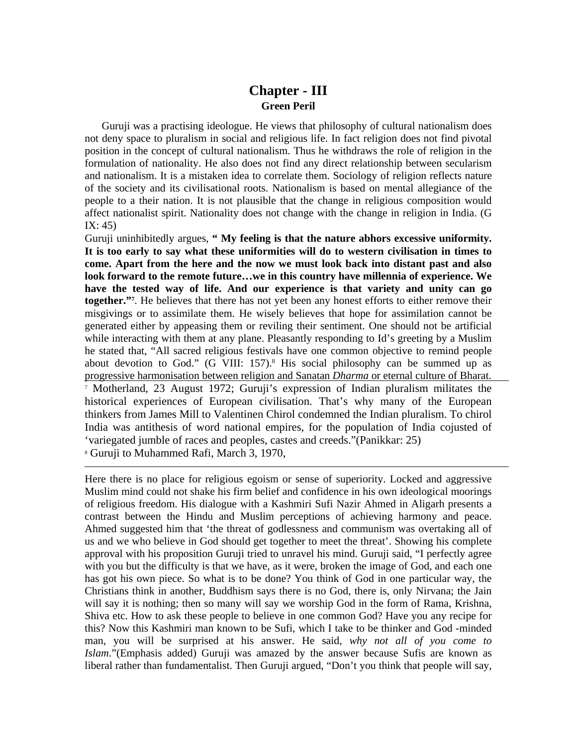# Chapter - III

## Green Peril

Guruji was a practising ideologue. He views that philosophy of cultural nationalism does not deny space to pluralism in social and religious life. In fact religion does not find pivotal position in the concept of cultural nationalism. Thus he withdraws the role of religion in the formulation of nationality. He also does not find any direct relationship between secularism and nationalism. It is a mistaken idea to correlate them. Sociology of religion reflects nature of the society and its civilisational roots. Nationalism is based on mental allegiance of the people to a their nation. It is not plausible that the change in religious composition would affect nationalist spirit. Nationality does not change with the change in religion in India. (G IX: 45)

Guruji uninhibitedly argues, **" My feeling is that the nature abhors excessive uniformity. It is too early to say what these uniformities will do to western civilisation in times to come. Apart from the here and the now we must look back into distant past and also look forward to the remote future…we in this country have millennia of experience. We have the tested way of life. And our experience is that variety and unity can go together."**[7]. He believes that there has not yet been any honest efforts to either remove their misgivings or to assimilate them. He wisely believes that hope for assimilation cannot be generated either by appeasing them or reviling their sentiment. One should not be artificial while interacting with them at any plane. Pleasantly responding to Id's greeting by a Muslim he stated that, "All sacred religious festivals have one common objective to remind people about devotion to God." (G VIII: 157).[8] His social philosophy can be summed up as progressive harmonisation between religion and Sanatan *Dharma* or eternal culture of Bharat.

[7] Motherland, 23 August 1972; Guruji's expression of Indian pluralism militates the historical experiences of European civilisation. That's why many of the European thinkers from James Mill to Valentinen Chirol condemned the Indian pluralism. To chirol India was antithesis of word national empires, for the population of India cojusted of 'variegated jumble of races and peoples, castes and creeds."(Panikkar: 25)

[8] Guruji to Muhammed Rafi, March 3, 1970,

---

Here there is no place for religious egoism or sense of superiority. Locked and aggressive Muslim mind could not shake his firm belief and confidence in his own ideological moorings of religious freedom. His dialogue with a Kashmiri Sufi Nazir Ahmed in Aligarh presents a contrast between the Hindu and Muslim perceptions of achieving harmony and peace. Ahmed suggested him that 'the threat of godlessness and communism was overtaking all of us and we who believe in God should get together to meet the threat'. Showing his complete approval with his proposition Guruji tried to unravel his mind. Guruji said, "I perfectly agree with you but the difficulty is that we have, as it were, broken the image of God, and each one has got his own piece. So what is to be done? You think of God in one particular way, the Christians think in another, Buddhism says there is no God, there is, only Nirvana; the Jain will say it is nothing; then so many will say we worship God in the form of Rama, Krishna, Shiva etc. How to ask these people to believe in one common God? Have you any recipe for this? Now this Kashmiri man known to be Sufi, which I take to be thinker and God -minded man, you will be surprised at his answer. He said, *why not all of you come to Islam*."(Emphasis added) Guruji was amazed by the answer because Sufis are known as liberal rather than fundamentalist. Then Guruji argued, "Don't you think that people will say,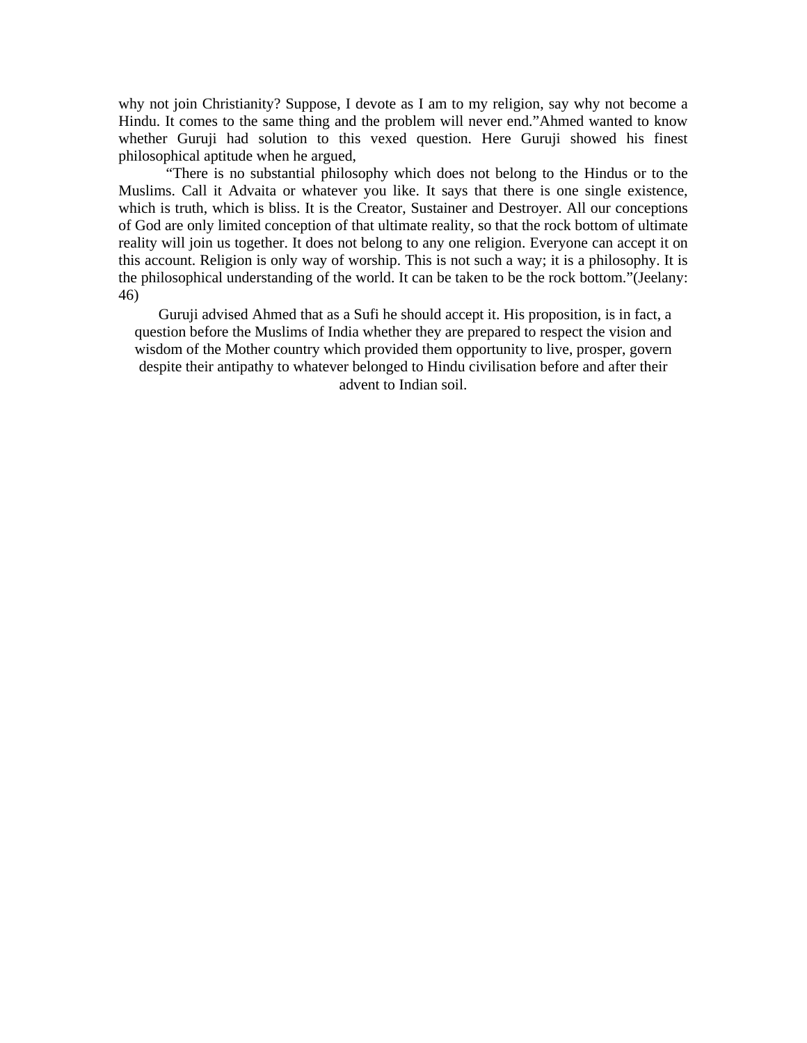why not join Christianity? Suppose, I devote as I am to my religion, say why not become a Hindu. It comes to the same thing and the problem will never end."Ahmed wanted to know whether Guruji had solution to this vexed question. Here Guruji showed his finest philosophical aptitude when he argued,

"There is no substantial philosophy which does not belong to the Hindus or to the Muslims. Call it Advaita or whatever you like. It says that there is one single existence, which is truth, which is bliss. It is the Creator, Sustainer and Destroyer. All our conceptions of God are only limited conception of that ultimate reality, so that the rock bottom of ultimate reality will join us together. It does not belong to any one religion. Everyone can accept it on this account. Religion is only way of worship. This is not such a way; it is a philosophy. It is the philosophical understanding of the world. It can be taken to be the rock bottom."(Jeelany: 46)

Guruji advised Ahmed that as a Sufi he should accept it. His proposition, is in fact, a question before the Muslims of India whether they are prepared to respect the vision and wisdom of the Mother country which provided them opportunity to live, prosper, govern despite their antipathy to whatever belonged to Hindu civilisation before and after their advent to Indian soil.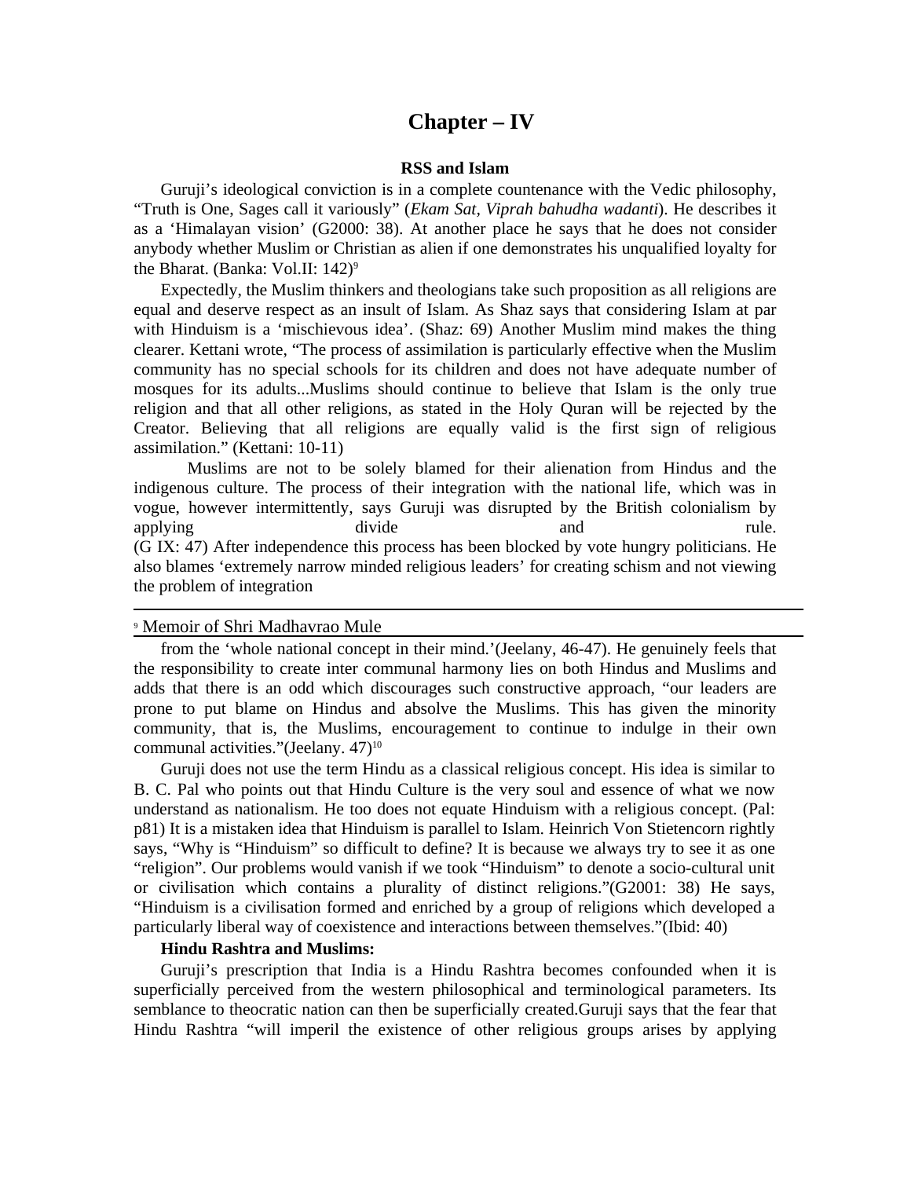# Chapter – IV

### RSS and Islam

Guruji's ideological conviction is in a complete countenance with the Vedic philosophy, "Truth is One, Sages call it variously" (*Ekam Sat, Viprah bahudha wadanti*). He describes it as a 'Himalayan vision' (G2000: 38). At another place he says that he does not consider anybody whether Muslim or Christian as alien if one demonstrates his unqualified loyalty for the Bharat. (Banka: Vol.II: 142)[9]

Expectedly, the Muslim thinkers and theologians take such proposition as all religions are equal and deserve respect as an insult of Islam. As Shaz says that considering Islam at par with Hinduism is a 'mischievous idea'. (Shaz: 69) Another Muslim mind makes the thing clearer. Kettani wrote, "The process of assimilation is particularly effective when the Muslim community has no special schools for its children and does not have adequate number of mosques for its adults...Muslims should continue to believe that Islam is the only true religion and that all other religions, as stated in the Holy Quran will be rejected by the Creator. Believing that all religions are equally valid is the first sign of religious assimilation." (Kettani: 10-11)

Muslims are not to be solely blamed for their alienation from Hindus and the indigenous culture. The process of their integration with the national life, which was in vogue, however intermittently, says Guruji was disrupted by the British colonialism by applying divide and rule. (G IX: 47) After independence this process has been blocked by vote hungry politicians. He also blames 'extremely narrow minded religious leaders' for creating schism and not viewing the problem of integration from the 'whole national concept in their mind.'(Jeelany, 46-47). He genuinely feels that the responsibility to create inter communal harmony lies on both Hindus and Muslims and adds that there is an odd which discourages such constructive approach, "our leaders are prone to put blame on Hindus and absolve the Muslims. This has given the minority community, that is, the Muslims, encouragement to continue to indulge in their own communal activities."(Jeelany. 47)[10]

Guruji does not use the term Hindu as a classical religious concept. His idea is similar to B. C. Pal who points out that Hindu Culture is the very soul and essence of what we now understand as nationalism. He too does not equate Hinduism with a religious concept. (Pal: p81) It is a mistaken idea that Hinduism is parallel to Islam. Heinrich Von Stietencorn rightly says, "Why is "Hinduism" so difficult to define? It is because we always try to see it as one "religion". Our problems would vanish if we took "Hinduism" to denote a socio-cultural unit or civilisation which contains a plurality of distinct religions."(G2001: 38) He says, "Hinduism is a civilisation formed and enriched by a group of religions which developed a particularly liberal way of coexistence and interactions between themselves."(Ibid: 40)

**Hindu Rashtra and Muslims:**

Guruji's prescription that India is a Hindu Rashtra becomes confounded when it is superficially perceived from the western philosophical and terminological parameters. Its semblance to theocratic nation can then be superficially created.Guruji says that the fear that Hindu Rashtra "will imperil the existence of other religious groups arises by applying

---

[9] Memoir of Shri Madhavrao Mule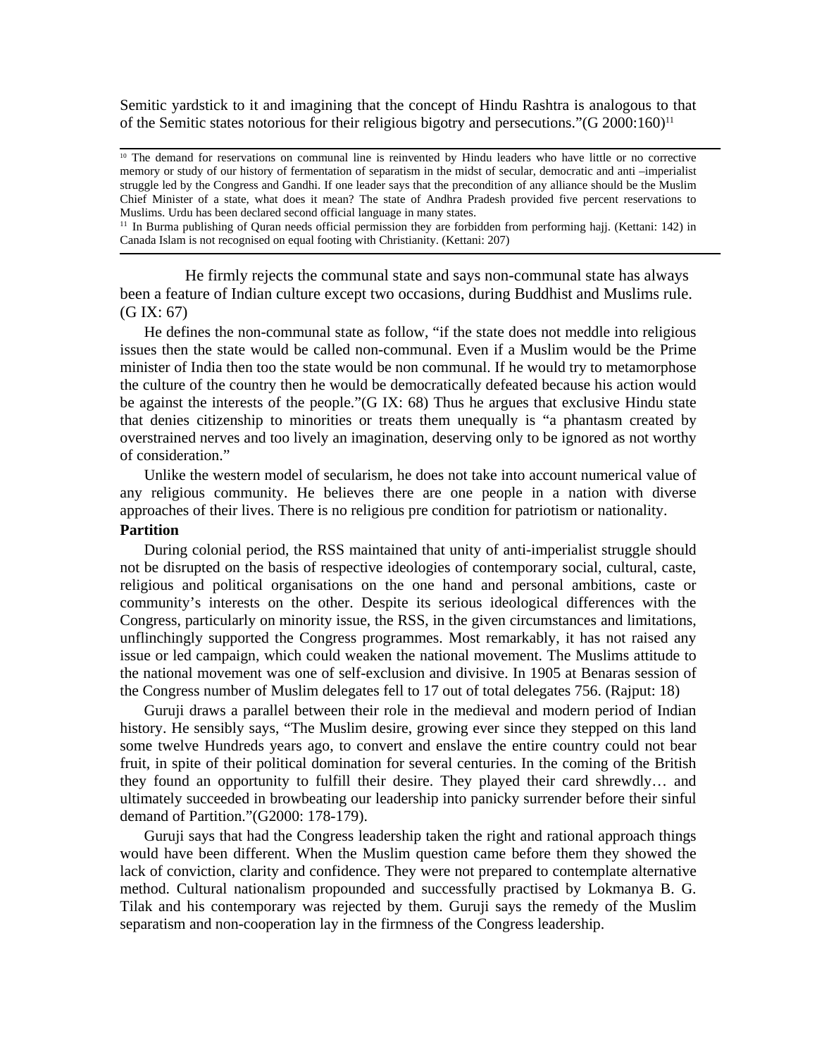Semitic yardstick to it and imagining that the concept of Hindu Rashtra is analogous to that of the Semitic states notorious for their religious bigotry and persecutions."(G 2000:160)[11]

---

[10] The demand for reservations on communal line is reinvented by Hindu leaders who have little or no corrective memory or study of our history of fermentation of separatism in the midst of secular, democratic and anti –imperialist struggle led by the Congress and Gandhi. If one leader says that the precondition of any alliance should be the Muslim Chief Minister of a state, what does it mean? The state of Andhra Pradesh provided five percent reservations to Muslims. Urdu has been declared second official language in many states.

[11] In Burma publishing of Quran needs official permission they are forbidden from performing hajj. (Kettani: 142) in Canada Islam is not recognised on equal footing with Christianity. (Kettani: 207)

---

He firmly rejects the communal state and says non-communal state has always been a feature of Indian culture except two occasions, during Buddhist and Muslims rule. (G IX: 67)

He defines the non-communal state as follow, "if the state does not meddle into religious issues then the state would be called non-communal. Even if a Muslim would be the Prime minister of India then too the state would be non communal. If he would try to metamorphose the culture of the country then he would be democratically defeated because his action would be against the interests of the people."(G IX: 68) Thus he argues that exclusive Hindu state that denies citizenship to minorities or treats them unequally is "a phantasm created by overstrained nerves and too lively an imagination, deserving only to be ignored as not worthy of consideration."

Unlike the western model of secularism, he does not take into account numerical value of any religious community. He believes there are one people in a nation with diverse approaches of their lives. There is no religious pre condition for patriotism or nationality.

**Partition**

During colonial period, the RSS maintained that unity of anti-imperialist struggle should not be disrupted on the basis of respective ideologies of contemporary social, cultural, caste, religious and political organisations on the one hand and personal ambitions, caste or community's interests on the other. Despite its serious ideological differences with the Congress, particularly on minority issue, the RSS, in the given circumstances and limitations, unflinchingly supported the Congress programmes. Most remarkably, it has not raised any issue or led campaign, which could weaken the national movement. The Muslims attitude to the national movement was one of self-exclusion and divisive. In 1905 at Benaras session of the Congress number of Muslim delegates fell to 17 out of total delegates 756. (Rajput: 18)

Guruji draws a parallel between their role in the medieval and modern period of Indian history. He sensibly says, "The Muslim desire, growing ever since they stepped on this land some twelve Hundreds years ago, to convert and enslave the entire country could not bear fruit, in spite of their political domination for several centuries. In the coming of the British they found an opportunity to fulfill their desire. They played their card shrewdly… and ultimately succeeded in browbeating our leadership into panicky surrender before their sinful demand of Partition."(G2000: 178-179).

Guruji says that had the Congress leadership taken the right and rational approach things would have been different. When the Muslim question came before them they showed the lack of conviction, clarity and confidence. They were not prepared to contemplate alternative method. Cultural nationalism propounded and successfully practised by Lokmanya B. G. Tilak and his contemporary was rejected by them. Guruji says the remedy of the Muslim separatism and non-cooperation lay in the firmness of the Congress leadership.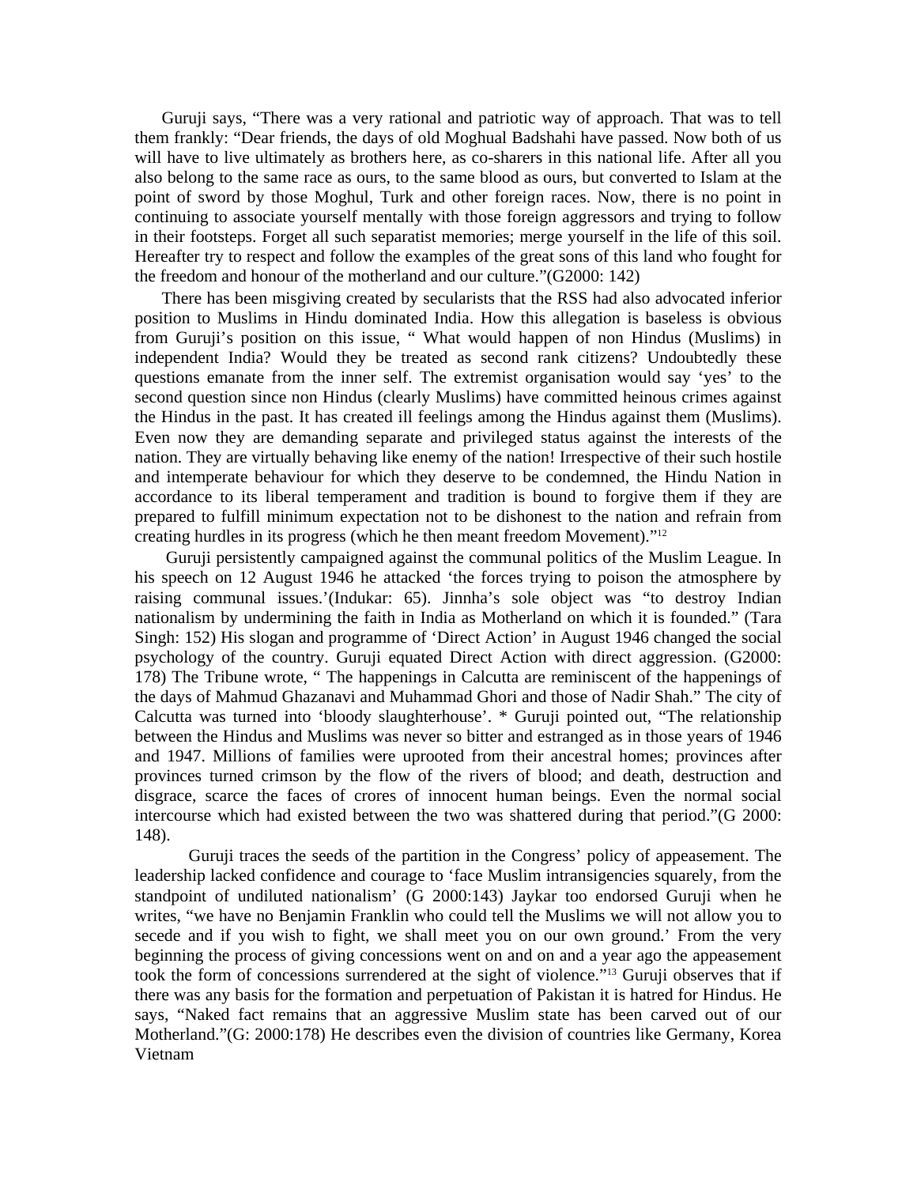Guruji says, "There was a very rational and patriotic way of approach. That was to tell them frankly: "Dear friends, the days of old Moghual Badshahi have passed. Now both of us will have to live ultimately as brothers here, as co-sharers in this national life. After all you also belong to the same race as ours, to the same blood as ours, but converted to Islam at the point of sword by those Moghul, Turk and other foreign races. Now, there is no point in continuing to associate yourself mentally with those foreign aggressors and trying to follow in their footsteps. Forget all such separatist memories; merge yourself in the life of this soil. Hereafter try to respect and follow the examples of the great sons of this land who fought for the freedom and honour of the motherland and our culture."(G2000: 142)

There has been misgiving created by secularists that the RSS had also advocated inferior position to Muslims in Hindu dominated India. How this allegation is baseless is obvious from Guruji's position on this issue, " What would happen of non Hindus (Muslims) in independent India? Would they be treated as second rank citizens? Undoubtedly these questions emanate from the inner self. The extremist organisation would say 'yes' to the second question since non Hindus (clearly Muslims) have committed heinous crimes against the Hindus in the past. It has created ill feelings among the Hindus against them (Muslims). Even now they are demanding separate and privileged status against the interests of the nation. They are virtually behaving like enemy of the nation! Irrespective of their such hostile and intemperate behaviour for which they deserve to be condemned, the Hindu Nation in accordance to its liberal temperament and tradition is bound to forgive them if they are prepared to fulfill minimum expectation not to be dishonest to the nation and refrain from creating hurdles in its progress (which he then meant freedom Movement)."[12]

Guruji persistently campaigned against the communal politics of the Muslim League. In his speech on 12 August 1946 he attacked 'the forces trying to poison the atmosphere by raising communal issues.'(Indukar: 65). Jinnha's sole object was "to destroy Indian nationalism by undermining the faith in India as Motherland on which it is founded." (Tara Singh: 152) His slogan and programme of 'Direct Action' in August 1946 changed the social psychology of the country. Guruji equated Direct Action with direct aggression. (G2000: 178) The Tribune wrote, " The happenings in Calcutta are reminiscent of the happenings of the days of Mahmud Ghazanavi and Muhammad Ghori and those of Nadir Shah." The city of Calcutta was turned into 'bloody slaughterhouse'. * Guruji pointed out, "The relationship between the Hindus and Muslims was never so bitter and estranged as in those years of 1946 and 1947. Millions of families were uprooted from their ancestral homes; provinces after provinces turned crimson by the flow of the rivers of blood; and death, destruction and disgrace, scarce the faces of crores of innocent human beings. Even the normal social intercourse which had existed between the two was shattered during that period."(G 2000: 148).

Guruji traces the seeds of the partition in the Congress' policy of appeasement. The leadership lacked confidence and courage to 'face Muslim intransigencies squarely, from the standpoint of undiluted nationalism' (G 2000:143) Jaykar too endorsed Guruji when he writes, "we have no Benjamin Franklin who could tell the Muslims we will not allow you to secede and if you wish to fight, we shall meet you on our own ground.' From the very beginning the process of giving concessions went on and on and a year ago the appeasement took the form of concessions surrendered at the sight of violence."[13] Guruji observes that if there was any basis for the formation and perpetuation of Pakistan it is hatred for Hindus. He says, "Naked fact remains that an aggressive Muslim state has been carved out of our Motherland."(G: 2000:178) He describes even the division of countries like Germany, Korea Vietnam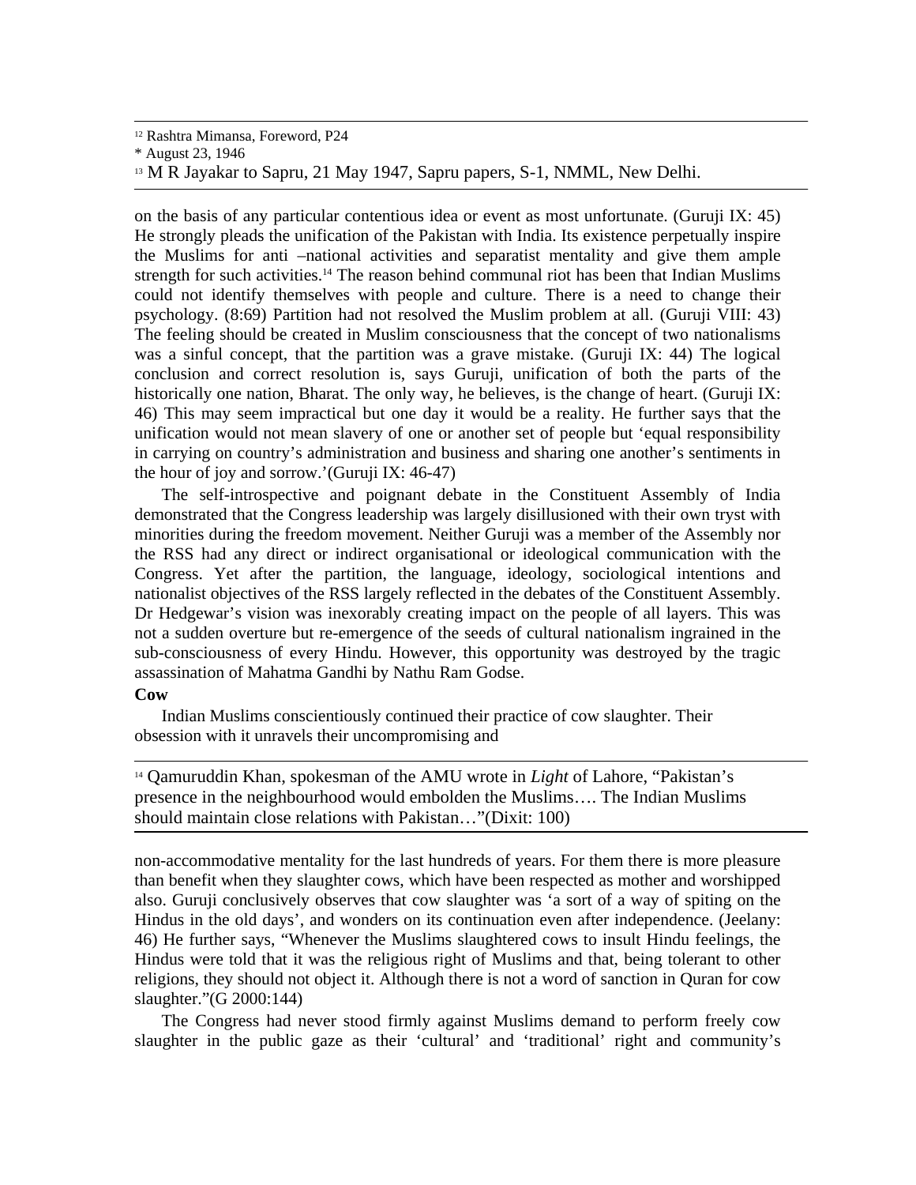[12] Rashtra Mimansa, Foreword, P24

* August 23, 1946

[13] M R Jayakar to Sapru, 21 May 1947, Sapru papers, S-1, NMML, New Delhi.

on the basis of any particular contentious idea or event as most unfortunate. (Guruji IX: 45) He strongly pleads the unification of the Pakistan with India. Its existence perpetually inspire the Muslims for anti –national activities and separatist mentality and give them ample strength for such activities.[14] The reason behind communal riot has been that Indian Muslims could not identify themselves with people and culture. There is a need to change their psychology. (8:69) Partition had not resolved the Muslim problem at all. (Guruji VIII: 43) The feeling should be created in Muslim consciousness that the concept of two nationalisms was a sinful concept, that the partition was a grave mistake. (Guruji IX: 44) The logical conclusion and correct resolution is, says Guruji, unification of both the parts of the historically one nation, Bharat. The only way, he believes, is the change of heart. (Guruji IX: 46) This may seem impractical but one day it would be a reality. He further says that the unification would not mean slavery of one or another set of people but 'equal responsibility in carrying on country's administration and business and sharing one another's sentiments in the hour of joy and sorrow.'(Guruji IX: 46-47)

The self-introspective and poignant debate in the Constituent Assembly of India demonstrated that the Congress leadership was largely disillusioned with their own tryst with minorities during the freedom movement. Neither Guruji was a member of the Assembly nor the RSS had any direct or indirect organisational or ideological communication with the Congress. Yet after the partition, the language, ideology, sociological intentions and nationalist objectives of the RSS largely reflected in the debates of the Constituent Assembly. Dr Hedgewar's vision was inexorably creating impact on the people of all layers. This was not a sudden overture but re-emergence of the seeds of cultural nationalism ingrained in the sub-consciousness of every Hindu. However, this opportunity was destroyed by the tragic assassination of Mahatma Gandhi by Nathu Ram Godse.

**Cow**

Indian Muslims conscientiously continued their practice of cow slaughter. Their obsession with it unravels their uncompromising and non-accommodative mentality for the last hundreds of years. For them there is more pleasure than benefit when they slaughter cows, which have been respected as mother and worshipped also. Guruji conclusively observes that cow slaughter was 'a sort of a way of spiting on the Hindus in the old days', and wonders on its continuation even after independence. (Jeelany: 46) He further says, "Whenever the Muslims slaughtered cows to insult Hindu feelings, the Hindus were told that it was the religious right of Muslims and that, being tolerant to other religions, they should not object it. Although there is not a word of sanction in Quran for cow slaughter."(G 2000:144)

The Congress had never stood firmly against Muslims demand to perform freely cow slaughter in the public gaze as their 'cultural' and 'traditional' right and community's

[14] Qamuruddin Khan, spokesman of the AMU wrote in *Light* of Lahore, "Pakistan's presence in the neighbourhood would embolden the Muslims…. The Indian Muslims should maintain close relations with Pakistan…"(Dixit: 100)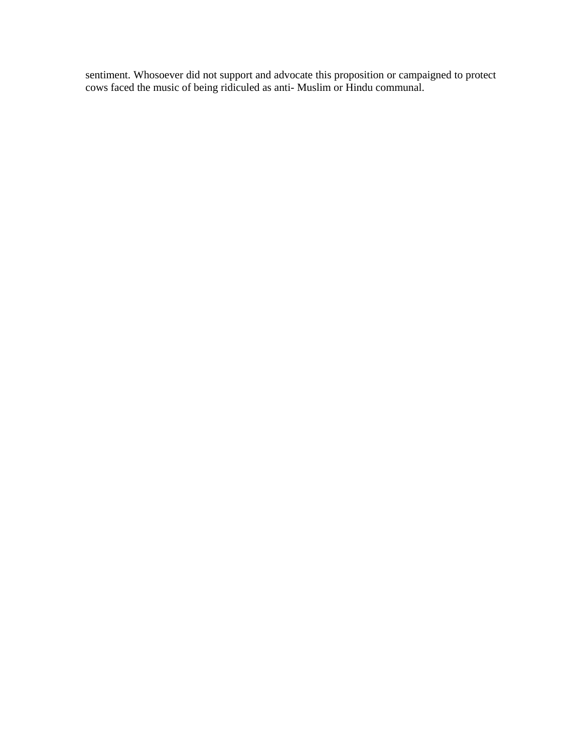sentiment. Whosoever did not support and advocate this proposition or campaigned to protect cows faced the music of being ridiculed as anti- Muslim or Hindu communal.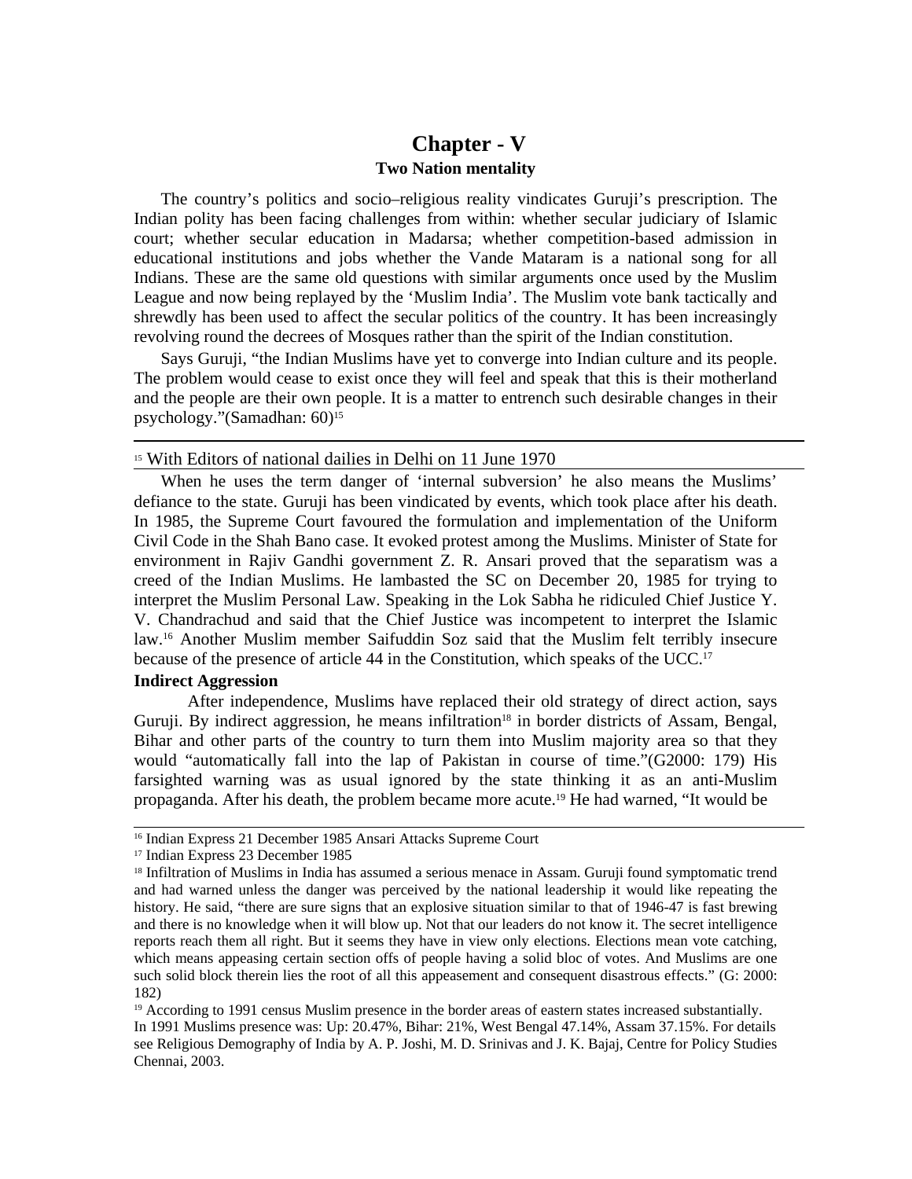# Chapter - V

## Two Nation mentality

The country's politics and socio–religious reality vindicates Guruji's prescription. The Indian polity has been facing challenges from within: whether secular judiciary of Islamic court; whether secular education in Madarsa; whether competition-based admission in educational institutions and jobs whether the Vande Mataram is a national song for all Indians. These are the same old questions with similar arguments once used by the Muslim League and now being replayed by the 'Muslim India'. The Muslim vote bank tactically and shrewdly has been used to affect the secular politics of the country. It has been increasingly revolving round the decrees of Mosques rather than the spirit of the Indian constitution.

Says Guruji, "the Indian Muslims have yet to converge into Indian culture and its people. The problem would cease to exist once they will feel and speak that this is their motherland and the people are their own people. It is a matter to entrench such desirable changes in their psychology."(Samadhan: 60)[15]

[15] With Editors of national dailies in Delhi on 11 June 1970

When he uses the term danger of 'internal subversion' he also means the Muslims' defiance to the state. Guruji has been vindicated by events, which took place after his death. In 1985, the Supreme Court favoured the formulation and implementation of the Uniform Civil Code in the Shah Bano case. It evoked protest among the Muslims. Minister of State for environment in Rajiv Gandhi government Z. R. Ansari proved that the separatism was a creed of the Indian Muslims. He lambasted the SC on December 20, 1985 for trying to interpret the Muslim Personal Law. Speaking in the Lok Sabha he ridiculed Chief Justice Y. V. Chandrachud and said that the Chief Justice was incompetent to interpret the Islamic law.[16] Another Muslim member Saifuddin Soz said that the Muslim felt terribly insecure because of the presence of article 44 in the Constitution, which speaks of the UCC.[17]

**Indirect Aggression**

After independence, Muslims have replaced their old strategy of direct action, says Guruji. By indirect aggression, he means infiltration[18] in border districts of Assam, Bengal, Bihar and other parts of the country to turn them into Muslim majority area so that they would "automatically fall into the lap of Pakistan in course of time."(G2000: 179) His farsighted warning was as usual ignored by the state thinking it as an anti-Muslim propaganda. After his death, the problem became more acute.[19] He had warned, "It would be

[16] Indian Express 21 December 1985 Ansari Attacks Supreme Court

[17] Indian Express 23 December 1985

[18] Infiltration of Muslims in India has assumed a serious menace in Assam. Guruji found symptomatic trend and had warned unless the danger was perceived by the national leadership it would like repeating the history. He said, "there are sure signs that an explosive situation similar to that of 1946-47 is fast brewing and there is no knowledge when it will blow up. Not that our leaders do not know it. The secret intelligence reports reach them all right. But it seems they have in view only elections. Elections mean vote catching, which means appeasing certain section offs of people having a solid bloc of votes. And Muslims are one such solid block therein lies the root of all this appeasement and consequent disastrous effects." (G: 2000: 182)

[19] According to 1991 census Muslim presence in the border areas of eastern states increased substantially. In 1991 Muslims presence was: Up: 20.47%, Bihar: 21%, West Bengal 47.14%, Assam 37.15%. For details see Religious Demography of India by A. P. Joshi, M. D. Srinivas and J. K. Bajaj, Centre for Policy Studies Chennai, 2003.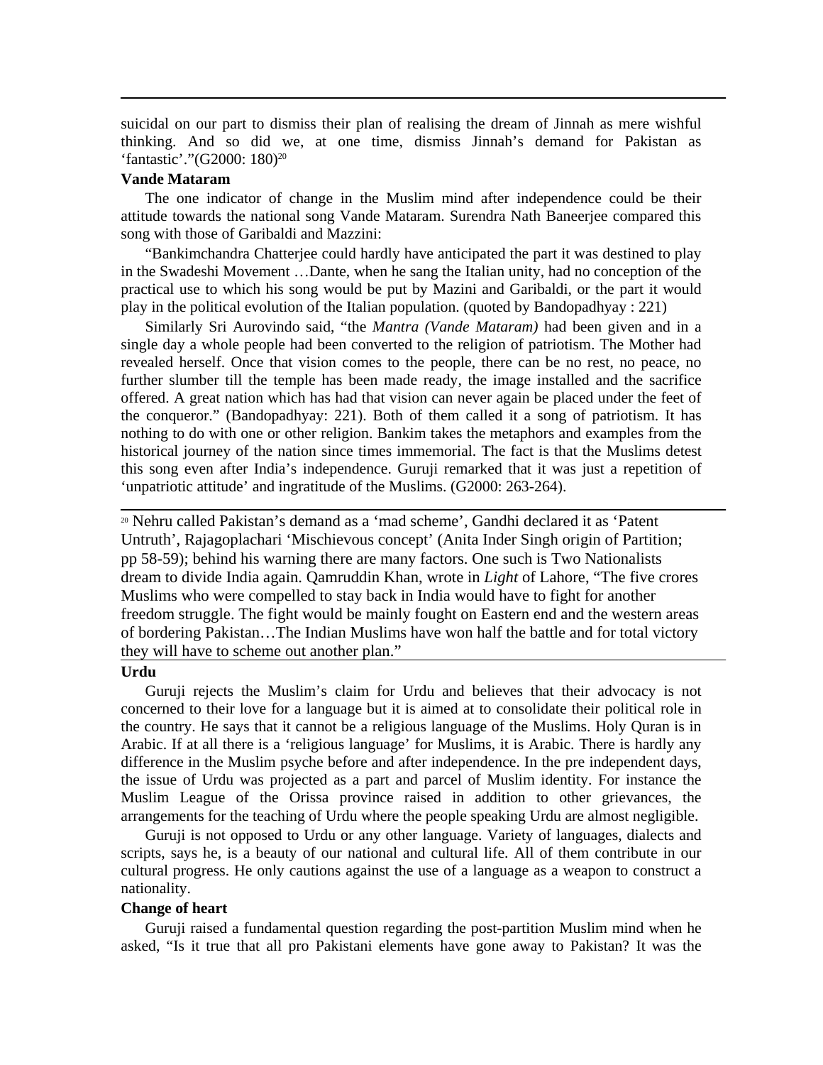suicidal on our part to dismiss their plan of realising the dream of Jinnah as mere wishful thinking. And so did we, at one time, dismiss Jinnah's demand for Pakistan as 'fantastic'."(G2000: 180)[20]

**Vande Mataram**

The one indicator of change in the Muslim mind after independence could be their attitude towards the national song Vande Mataram. Surendra Nath Baneerjee compared this song with those of Garibaldi and Mazzini:

"Bankimchandra Chatterjee could hardly have anticipated the part it was destined to play in the Swadeshi Movement …Dante, when he sang the Italian unity, had no conception of the practical use to which his song would be put by Mazini and Garibaldi, or the part it would play in the political evolution of the Italian population. (quoted by Bandopadhyay : 221)

Similarly Sri Aurovindo said, "the *Mantra (Vande Mataram)* had been given and in a single day a whole people had been converted to the religion of patriotism. The Mother had revealed herself. Once that vision comes to the people, there can be no rest, no peace, no further slumber till the temple has been made ready, the image installed and the sacrifice offered. A great nation which has had that vision can never again be placed under the feet of the conqueror." (Bandopadhyay: 221). Both of them called it a song of patriotism. It has nothing to do with one or other religion. Bankim takes the metaphors and examples from the historical journey of the nation since times immemorial. The fact is that the Muslims detest this song even after India's independence. Guruji remarked that it was just a repetition of 'unpatriotic attitude' and ingratitude of the Muslims. (G2000: 263-264).

[20] Nehru called Pakistan's demand as a 'mad scheme', Gandhi declared it as 'Patent Untruth', Rajagoplachari 'Mischievous concept' (Anita Inder Singh origin of Partition; pp 58-59); behind his warning there are many factors. One such is Two Nationalists dream to divide India again. Qamruddin Khan, wrote in *Light* of Lahore, "The five crores Muslims who were compelled to stay back in India would have to fight for another freedom struggle. The fight would be mainly fought on Eastern end and the western areas of bordering Pakistan…The Indian Muslims have won half the battle and for total victory they will have to scheme out another plan."

**Urdu**

Guruji rejects the Muslim's claim for Urdu and believes that their advocacy is not concerned to their love for a language but it is aimed at to consolidate their political role in the country. He says that it cannot be a religious language of the Muslims. Holy Quran is in Arabic. If at all there is a 'religious language' for Muslims, it is Arabic. There is hardly any difference in the Muslim psyche before and after independence. In the pre independent days, the issue of Urdu was projected as a part and parcel of Muslim identity. For instance the Muslim League of the Orissa province raised in addition to other grievances, the arrangements for the teaching of Urdu where the people speaking Urdu are almost negligible.

Guruji is not opposed to Urdu or any other language. Variety of languages, dialects and scripts, says he, is a beauty of our national and cultural life. All of them contribute in our cultural progress. He only cautions against the use of a language as a weapon to construct a nationality.

**Change of heart**

Guruji raised a fundamental question regarding the post-partition Muslim mind when he asked, "Is it true that all pro Pakistani elements have gone away to Pakistan? It was the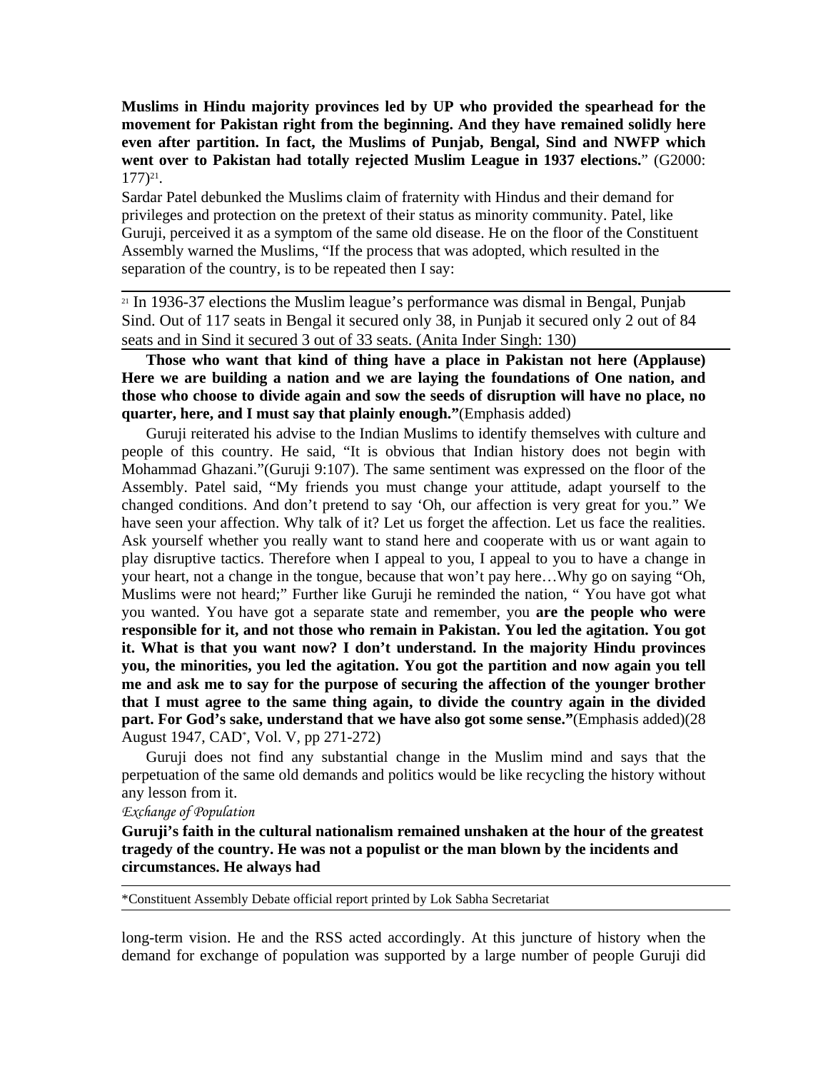**Muslims in Hindu majority provinces led by UP who provided the spearhead for the movement for Pakistan right from the beginning. And they have remained solidly here even after partition. In fact, the Muslims of Punjab, Bengal, Sind and NWFP which went over to Pakistan had totally rejected Muslim League in 1937 elections.**" (G2000: 177)[21].

Sardar Patel debunked the Muslims claim of fraternity with Hindus and their demand for privileges and protection on the pretext of their status as minority community. Patel, like Guruji, perceived it as a symptom of the same old disease. He on the floor of the Constituent Assembly warned the Muslims, "If the process that was adopted, which resulted in the separation of the country, is to be repeated then I say:

**Those who want that kind of thing have a place in Pakistan not here (Applause) Here we are building a nation and we are laying the foundations of One nation, and those who choose to divide again and sow the seeds of disruption will have no place, no quarter, here, and I must say that plainly enough."**(Emphasis added)

Guruji reiterated his advise to the Indian Muslims to identify themselves with culture and people of this country. He said, "It is obvious that Indian history does not begin with Mohammad Ghazani."(Guruji 9:107). The same sentiment was expressed on the floor of the Assembly. Patel said, "My friends you must change your attitude, adapt yourself to the changed conditions. And don't pretend to say 'Oh, our affection is very great for you." We have seen your affection. Why talk of it? Let us forget the affection. Let us face the realities. Ask yourself whether you really want to stand here and cooperate with us or want again to play disruptive tactics. Therefore when I appeal to you, I appeal to you to have a change in your heart, not a change in the tongue, because that won't pay here…Why go on saying "Oh, Muslims were not heard;" Further like Guruji he reminded the nation, " You have got what you wanted. You have got a separate state and remember, you **are the people who were responsible for it, and not those who remain in Pakistan. You led the agitation. You got it. What is that you want now? I don't understand. In the majority Hindu provinces you, the minorities, you led the agitation. You got the partition and now again you tell me and ask me to say for the purpose of securing the affection of the younger brother that I must agree to the same thing again, to divide the country again in the divided part. For God's sake, understand that we have also got some sense."**(Emphasis added)(28 August 1947, CAD*, Vol. V, pp 271-272)

Guruji does not find any substantial change in the Muslim mind and says that the perpetuation of the same old demands and politics would be like recycling the history without any lesson from it.

*Exchange of Population*

**Guruji's faith in the cultural nationalism remained unshaken at the hour of the greatest tragedy of the country. He was not a populist or the man blown by the incidents and circumstances. He always had** long-term vision. He and the RSS acted accordingly. At this juncture of history when the demand for exchange of population was supported by a large number of people Guruji did

---

[21] In 1936-37 elections the Muslim league's performance was dismal in Bengal, Punjab Sind. Out of 117 seats in Bengal it secured only 38, in Punjab it secured only 2 out of 84 seats and in Sind it secured 3 out of 33 seats. (Anita Inder Singh: 130)

*Constituent Assembly Debate official report printed by Lok Sabha Secretariat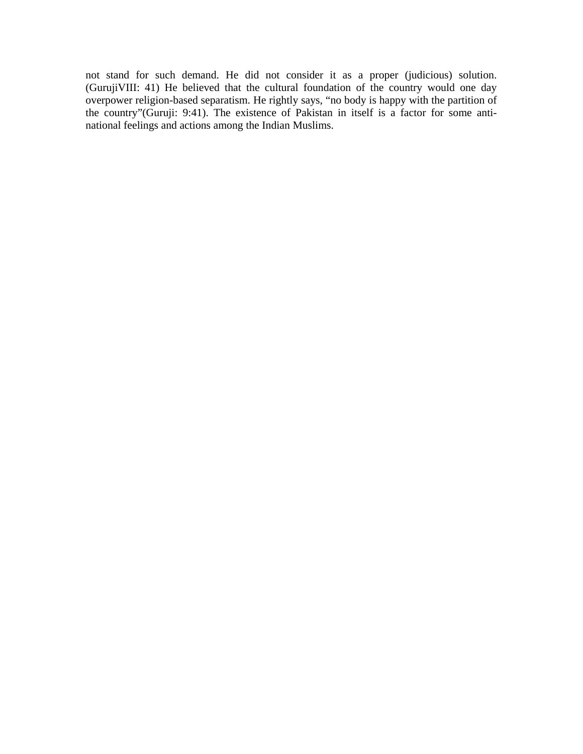not stand for such demand. He did not consider it as a proper (judicious) solution. (GurujiVIII: 41) He believed that the cultural foundation of the country would one day overpower religion-based separatism. He rightly says, "no body is happy with the partition of the country"(Guruji: 9:41). The existence of Pakistan in itself is a factor for some anti-national feelings and actions among the Indian Muslims.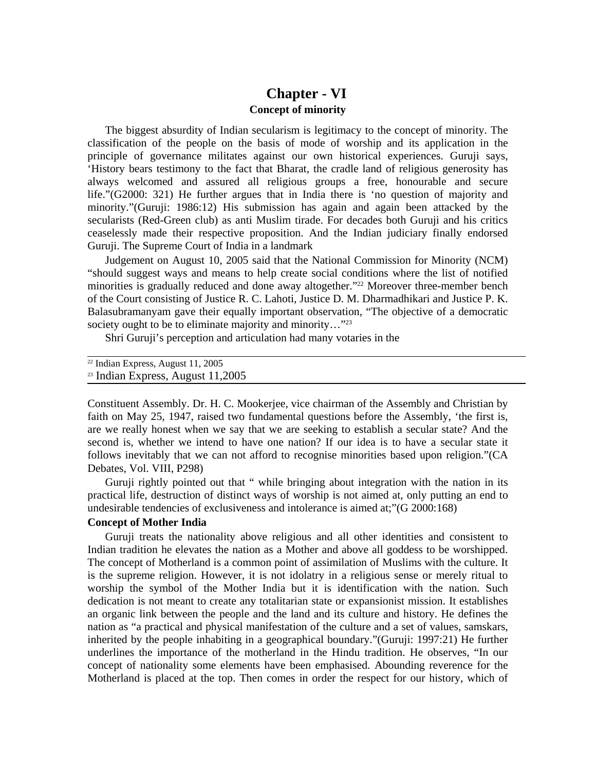# Chapter - VI

## Concept of minority

The biggest absurdity of Indian secularism is legitimacy to the concept of minority. The classification of the people on the basis of mode of worship and its application in the principle of governance militates against our own historical experiences. Guruji says, 'History bears testimony to the fact that Bharat, the cradle land of religious generosity has always welcomed and assured all religious groups a free, honourable and secure life."(G2000: 321) He further argues that in India there is 'no question of majority and minority."(Guruji: 1986:12) His submission has again and again been attacked by the secularists (Red-Green club) as anti Muslim tirade. For decades both Guruji and his critics ceaselessly made their respective proposition. And the Indian judiciary finally endorsed Guruji. The Supreme Court of India in a landmark

Judgement on August 10, 2005 said that the National Commission for Minority (NCM) "should suggest ways and means to help create social conditions where the list of notified minorities is gradually reduced and done away altogether."[22] Moreover three-member bench of the Court consisting of Justice R. C. Lahoti, Justice D. M. Dharmadhikari and Justice P. K. Balasubramanyam gave their equally important observation, "The objective of a democratic society ought to be to eliminate majority and minority…"[23]

Shri Guruji's perception and articulation had many votaries in the

[22] Indian Express, August 11, 2005

[23] Indian Express, August 11,2005

Constituent Assembly. Dr. H. C. Mookerjee, vice chairman of the Assembly and Christian by faith on May 25, 1947, raised two fundamental questions before the Assembly, 'the first is, are we really honest when we say that we are seeking to establish a secular state? And the second is, whether we intend to have one nation? If our idea is to have a secular state it follows inevitably that we can not afford to recognise minorities based upon religion."(CA Debates, Vol. VIII, P298)

Guruji rightly pointed out that " while bringing about integration with the nation in its practical life, destruction of distinct ways of worship is not aimed at, only putting an end to undesirable tendencies of exclusiveness and intolerance is aimed at;"(G 2000:168)

### Concept of Mother India

Guruji treats the nationality above religious and all other identities and consistent to Indian tradition he elevates the nation as a Mother and above all goddess to be worshipped. The concept of Motherland is a common point of assimilation of Muslims with the culture. It is the supreme religion. However, it is not idolatry in a religious sense or merely ritual to worship the symbol of the Mother India but it is identification with the nation. Such dedication is not meant to create any totalitarian state or expansionist mission. It establishes an organic link between the people and the land and its culture and history. He defines the nation as "a practical and physical manifestation of the culture and a set of values, samskars, inherited by the people inhabiting in a geographical boundary."(Guruji: 1997:21) He further underlines the importance of the motherland in the Hindu tradition. He observes, "In our concept of nationality some elements have been emphasised. Abounding reverence for the Motherland is placed at the top. Then comes in order the respect for our history, which of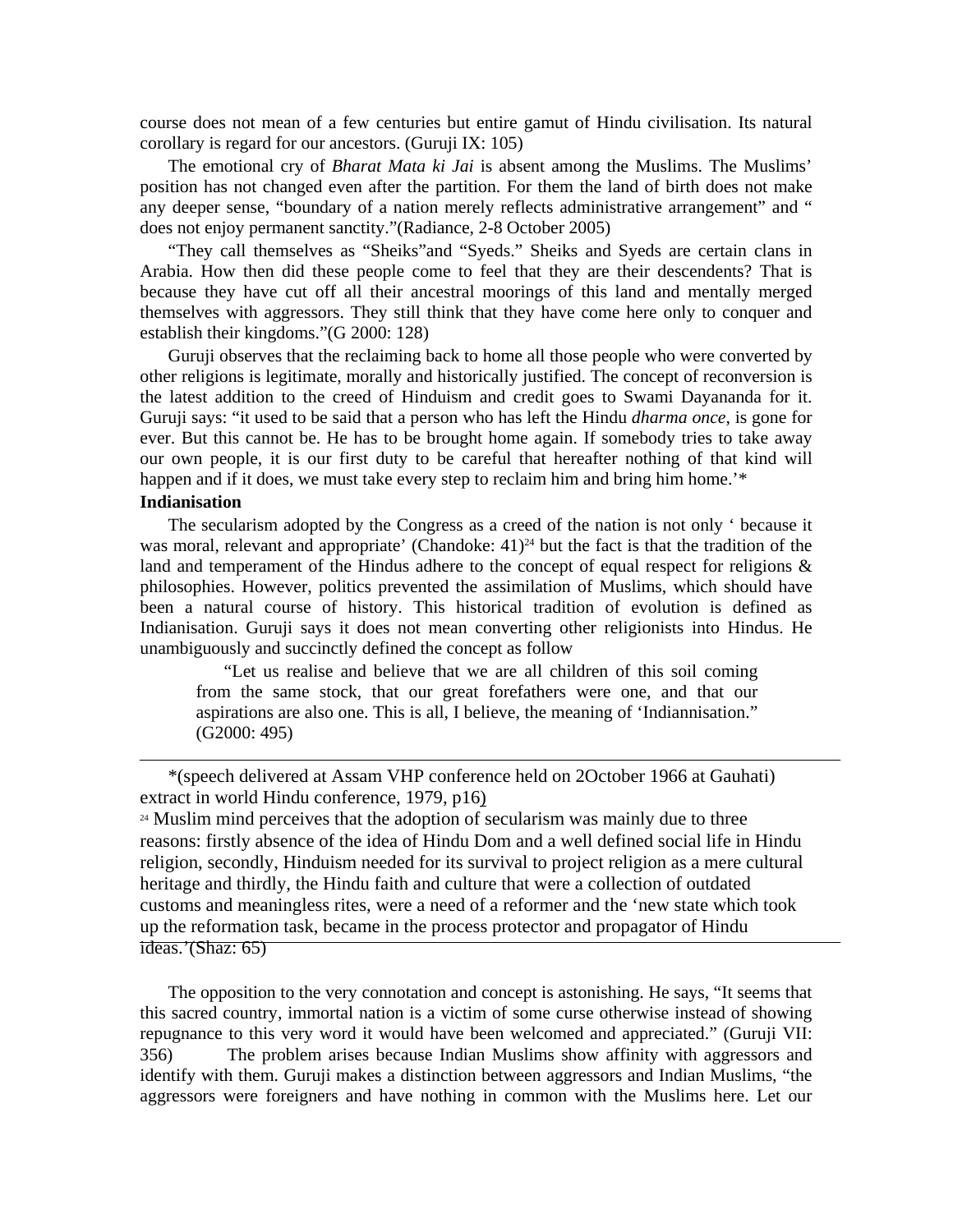course does not mean of a few centuries but entire gamut of Hindu civilisation. Its natural corollary is regard for our ancestors. (Guruji IX: 105)

The emotional cry of *Bharat Mata ki Jai* is absent among the Muslims. The Muslims' position has not changed even after the partition. For them the land of birth does not make any deeper sense, "boundary of a nation merely reflects administrative arrangement" and " does not enjoy permanent sanctity."(Radiance, 2-8 October 2005)

"They call themselves as "Sheiks"and "Syeds." Sheiks and Syeds are certain clans in Arabia. How then did these people come to feel that they are their descendents? That is because they have cut off all their ancestral moorings of this land and mentally merged themselves with aggressors. They still think that they have come here only to conquer and establish their kingdoms."(G 2000: 128)

Guruji observes that the reclaiming back to home all those people who were converted by other religions is legitimate, morally and historically justified. The concept of reconversion is the latest addition to the creed of Hinduism and credit goes to Swami Dayananda for it. Guruji says: "it used to be said that a person who has left the Hindu *dharma once*, is gone for ever. But this cannot be. He has to be brought home again. If somebody tries to take away our own people, it is our first duty to be careful that hereafter nothing of that kind will happen and if it does, we must take every step to reclaim him and bring him home.'*

**Indianisation**

The secularism adopted by the Congress as a creed of the nation is not only ' because it was moral, relevant and appropriate' (Chandoke: 41)[24] but the fact is that the tradition of the land and temperament of the Hindus adhere to the concept of equal respect for religions & philosophies. However, politics prevented the assimilation of Muslims, which should have been a natural course of history. This historical tradition of evolution is defined as Indianisation. Guruji says it does not mean converting other religionists into Hindus. He unambiguously and succinctly defined the concept as follow

> "Let us realise and believe that we are all children of this soil coming from the same stock, that our great forefathers were one, and that our aspirations are also one. This is all, I believe, the meaning of 'Indiannisation." (G2000: 495)

---

*(speech delivered at Assam VHP conference held on 2October 1966 at Gauhati) extract in world Hindu conference, 1979, p16)

[24] Muslim mind perceives that the adoption of secularism was mainly due to three reasons: firstly absence of the idea of Hindu Dom and a well defined social life in Hindu religion, secondly, Hinduism needed for its survival to project religion as a mere cultural heritage and thirdly, the Hindu faith and culture that were a collection of outdated customs and meaningless rites, were a need of a reformer and the 'new state which took up the reformation task, became in the process protector and propagator of Hindu ideas.'(Shaz: 65)

---

The opposition to the very connotation and concept is astonishing. He says, "It seems that this sacred country, immortal nation is a victim of some curse otherwise instead of showing repugnance to this very word it would have been welcomed and appreciated." (Guruji VII: 356) The problem arises because Indian Muslims show affinity with aggressors and identify with them. Guruji makes a distinction between aggressors and Indian Muslims, "the aggressors were foreigners and have nothing in common with the Muslims here. Let our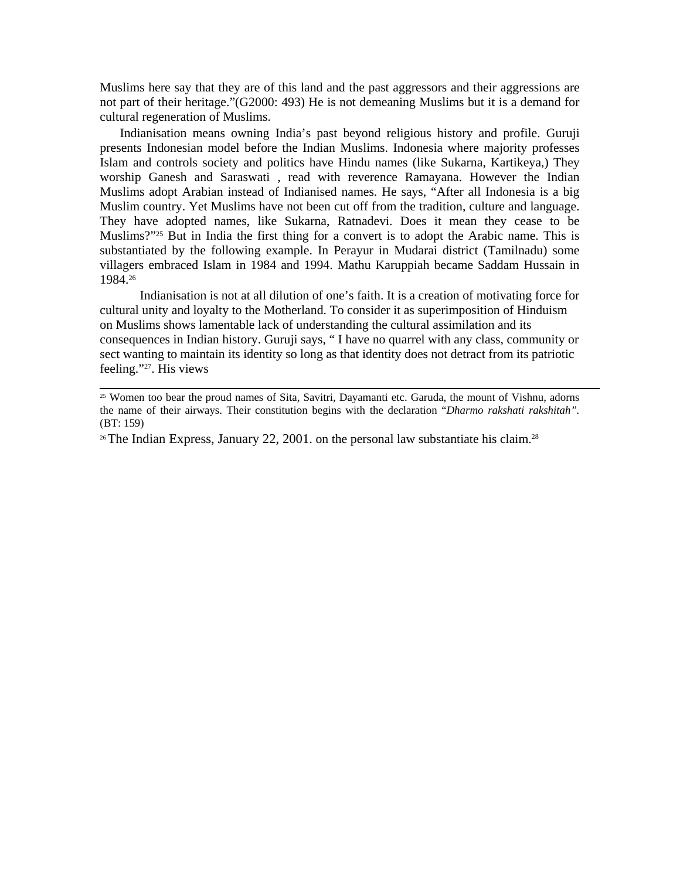Muslims here say that they are of this land and the past aggressors and their aggressions are not part of their heritage."(G2000: 493) He is not demeaning Muslims but it is a demand for cultural regeneration of Muslims.

Indianisation means owning India's past beyond religious history and profile. Guruji presents Indonesian model before the Indian Muslims. Indonesia where majority professes Islam and controls society and politics have Hindu names (like Sukarna, Kartikeya,) They worship Ganesh and Saraswati , read with reverence Ramayana. However the Indian Muslims adopt Arabian instead of Indianised names. He says, "After all Indonesia is a big Muslim country. Yet Muslims have not been cut off from the tradition, culture and language. They have adopted names, like Sukarna, Ratnadevi. Does it mean they cease to be Muslims?"[25] But in India the first thing for a convert is to adopt the Arabic name. This is substantiated by the following example. In Perayur in Mudarai district (Tamilnadu) some villagers embraced Islam in 1984 and 1994. Mathu Karuppiah became Saddam Hussain in 1984.[26]

Indianisation is not at all dilution of one's faith. It is a creation of motivating force for cultural unity and loyalty to the Motherland. To consider it as superimposition of Hinduism on Muslims shows lamentable lack of understanding the cultural assimilation and its consequences in Indian history. Guruji says, " I have no quarrel with any class, community or sect wanting to maintain its identity so long as that identity does not detract from its patriotic feeling."[27]. His views

---

[25] Women too bear the proud names of Sita, Savitri, Dayamanti etc. Garuda, the mount of Vishnu, adorns the name of their airways. Their constitution begins with the declaration "*Dharmo rakshati rakshitah"*. (BT: 159)

[26] The Indian Express, January 22, 2001. on the personal law substantiate his claim.[28]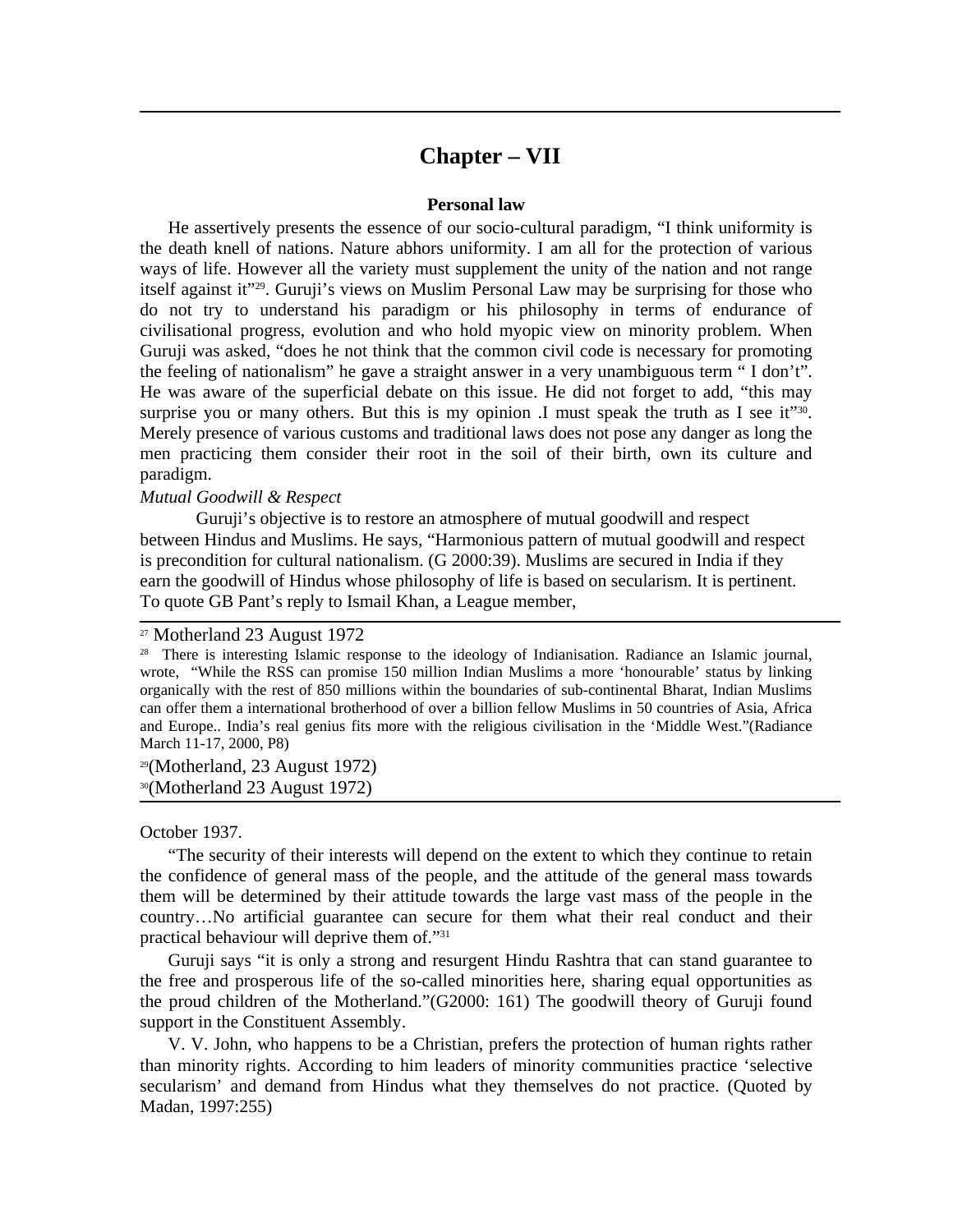# Chapter – VII

**Personal law**

He assertively presents the essence of our socio-cultural paradigm, "I think uniformity is the death knell of nations. Nature abhors uniformity. I am all for the protection of various ways of life. However all the variety must supplement the unity of the nation and not range itself against it"[29]. Guruji's views on Muslim Personal Law may be surprising for those who do not try to understand his paradigm or his philosophy in terms of endurance of civilisational progress, evolution and who hold myopic view on minority problem. When Guruji was asked, "does he not think that the common civil code is necessary for promoting the feeling of nationalism" he gave a straight answer in a very unambiguous term " I don't". He was aware of the superficial debate on this issue. He did not forget to add, "this may surprise you or many others. But this is my opinion .I must speak the truth as I see it"[30]. Merely presence of various customs and traditional laws does not pose any danger as long the men practicing them consider their root in the soil of their birth, own its culture and paradigm.

*Mutual Goodwill & Respect*

Guruji's objective is to restore an atmosphere of mutual goodwill and respect between Hindus and Muslims. He says, "Harmonious pattern of mutual goodwill and respect is precondition for cultural nationalism. (G 2000:39). Muslims are secured in India if they earn the goodwill of Hindus whose philosophy of life is based on secularism. It is pertinent. To quote GB Pant's reply to Ismail Khan, a League member,

---

[27] Motherland 23 August 1972

[28] There is interesting Islamic response to the ideology of Indianisation. Radiance an Islamic journal, wrote, "While the RSS can promise 150 million Indian Muslims a more 'honourable' status by linking organically with the rest of 850 millions within the boundaries of sub-continental Bharat, Indian Muslims can offer them a international brotherhood of over a billion fellow Muslims in 50 countries of Asia, Africa and Europe.. India's real genius fits more with the religious civilisation in the 'Middle West."(Radiance March 11-17, 2000, P8)

[29](Motherland, 23 August 1972)

[30](Motherland 23 August 1972)

---

October 1937.

"The security of their interests will depend on the extent to which they continue to retain the confidence of general mass of the people, and the attitude of the general mass towards them will be determined by their attitude towards the large vast mass of the people in the country…No artificial guarantee can secure for them what their real conduct and their practical behaviour will deprive them of."[31]

Guruji says "it is only a strong and resurgent Hindu Rashtra that can stand guarantee to the free and prosperous life of the so-called minorities here, sharing equal opportunities as the proud children of the Motherland."(G2000: 161) The goodwill theory of Guruji found support in the Constituent Assembly.

V. V. John, who happens to be a Christian, prefers the protection of human rights rather than minority rights. According to him leaders of minority communities practice 'selective secularism' and demand from Hindus what they themselves do not practice. (Quoted by Madan, 1997:255)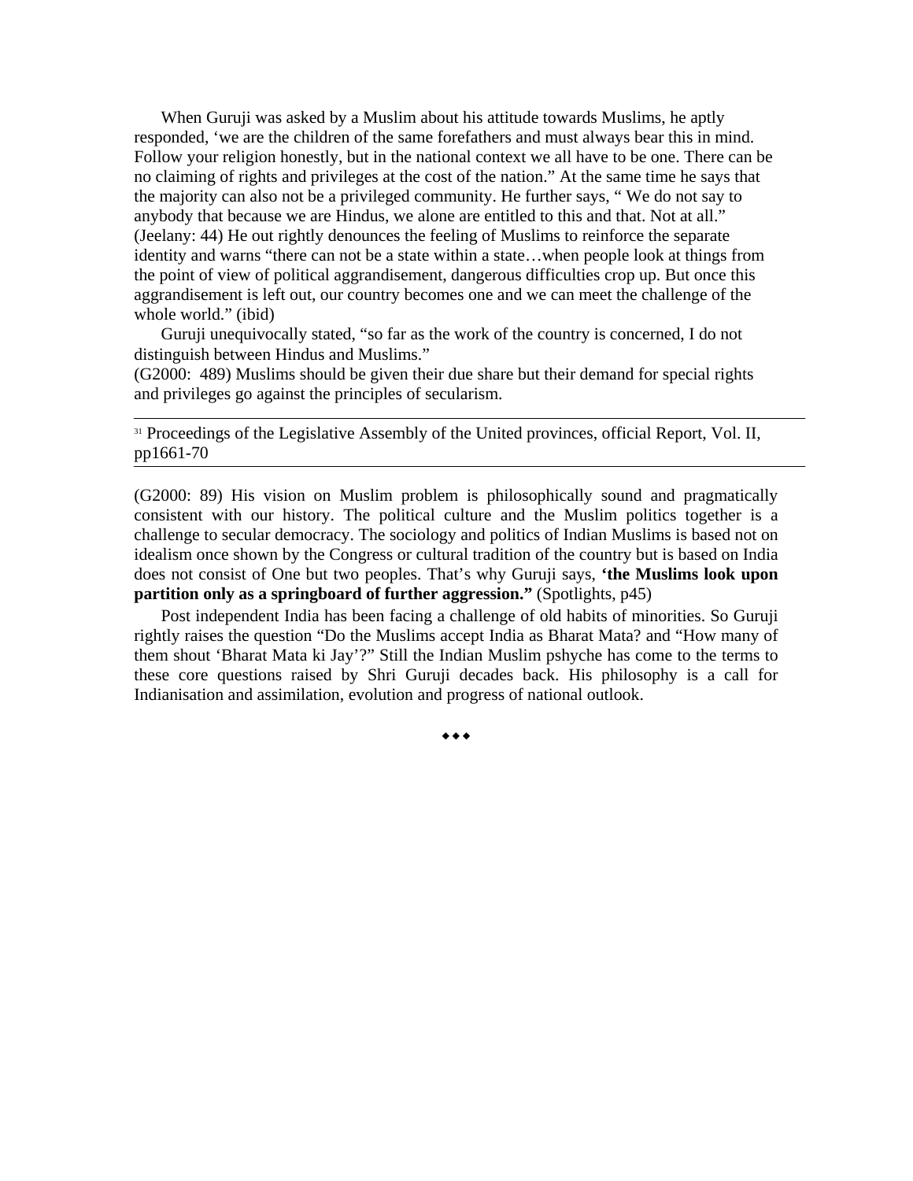When Guruji was asked by a Muslim about his attitude towards Muslims, he aptly responded, 'we are the children of the same forefathers and must always bear this in mind. Follow your religion honestly, but in the national context we all have to be one. There can be no claiming of rights and privileges at the cost of the nation." At the same time he says that the majority can also not be a privileged community. He further says, " We do not say to anybody that because we are Hindus, we alone are entitled to this and that. Not at all." (Jeelany: 44) He out rightly denounces the feeling of Muslims to reinforce the separate identity and warns "there can not be a state within a state…when people look at things from the point of view of political aggrandisement, dangerous difficulties crop up. But once this aggrandisement is left out, our country becomes one and we can meet the challenge of the whole world." (ibid)

Guruji unequivocally stated, "so far as the work of the country is concerned, I do not distinguish between Hindus and Muslims."
(G2000: 489) Muslims should be given their due share but their demand for special rights and privileges go against the principles of secularism.

---

[31] Proceedings of the Legislative Assembly of the United provinces, official Report, Vol. II, pp1661-70

---

(G2000: 89) His vision on Muslim problem is philosophically sound and pragmatically consistent with our history. The political culture and the Muslim politics together is a challenge to secular democracy. The sociology and politics of Indian Muslims is based not on idealism once shown by the Congress or cultural tradition of the country but is based on India does not consist of One but two peoples. That's why Guruji says, **'the Muslims look upon partition only as a springboard of further aggression."** (Spotlights, p45)

Post independent India has been facing a challenge of old habits of minorities. So Guruji rightly raises the question "Do the Muslims accept India as Bharat Mata? and "How many of them shout 'Bharat Mata ki Jay'?" Still the Indian Muslim pshyche has come to the terms to these core questions raised by Shri Guruji decades back. His philosophy is a call for Indianisation and assimilation, evolution and progress of national outlook.

◆◆◆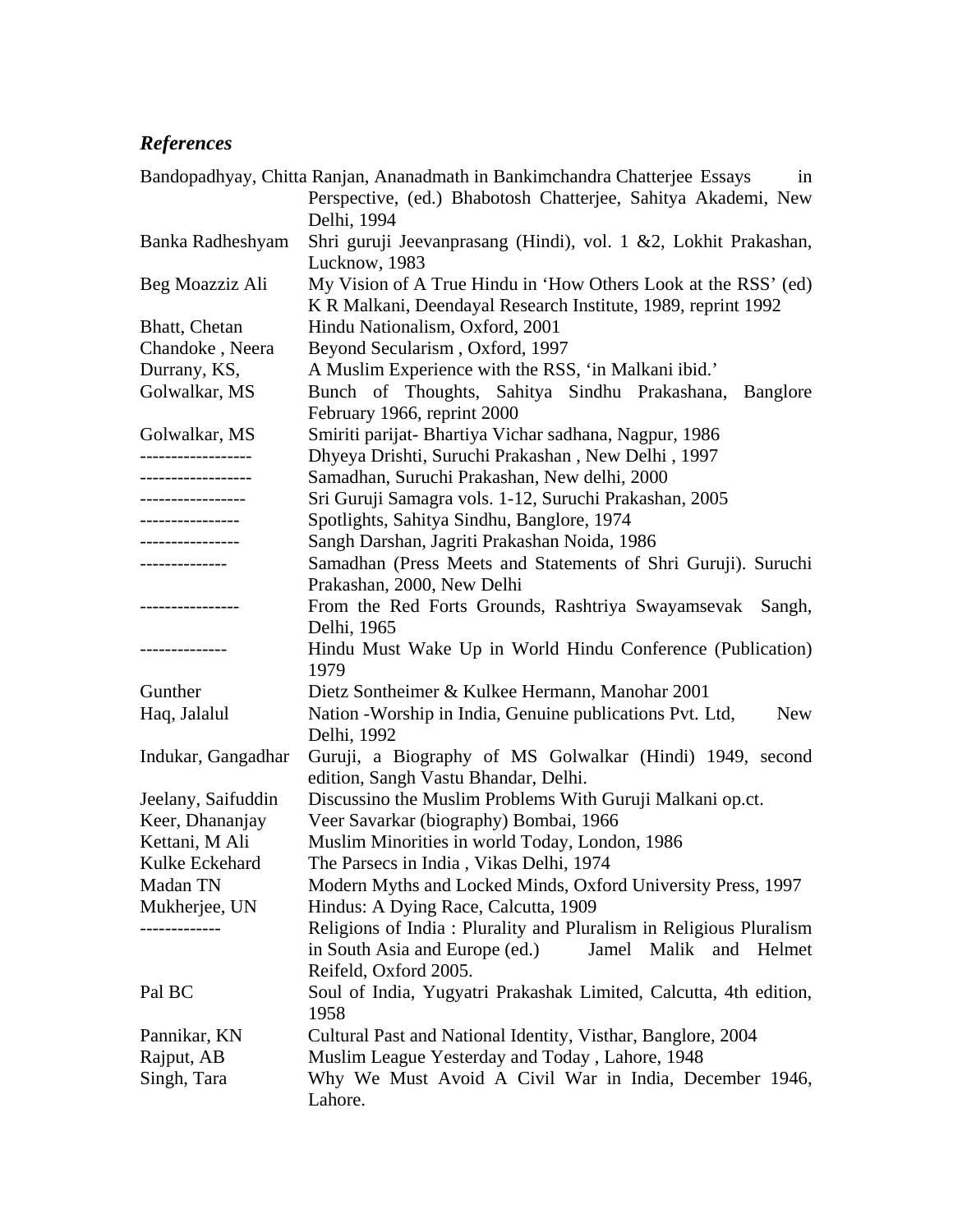### *References*

Bandopadhyay, Chitta Ranjan, Ananadmath in Bankimchandra Chatterjee Essays in Perspective, (ed.) Bhabotosh Chatterjee, Sahitya Akademi, New Delhi, 1994

Banka Radheshyam Shri guruji Jeevanprasang (Hindi), vol. 1 &2, Lokhit Prakashan, Lucknow, 1983

Beg Moazziz Ali My Vision of A True Hindu in 'How Others Look at the RSS' (ed) K R Malkani, Deendayal Research Institute, 1989, reprint 1992

Bhatt, Chetan Hindu Nationalism, Oxford, 2001

Chandoke , Neera Beyond Secularism , Oxford, 1997

Durrany, KS, A Muslim Experience with the RSS, 'in Malkani ibid.'

Golwalkar, MS Bunch of Thoughts, Sahitya Sindhu Prakashana, Banglore February 1966, reprint 2000

Golwalkar, MS Smiriti parijat- Bhartiya Vichar sadhana, Nagpur, 1986

------------------ Dhyeya Drishti, Suruchi Prakashan , New Delhi , 1997

------------------ Samadhan, Suruchi Prakashan, New delhi, 2000

----------------- Sri Guruji Samagra vols. 1-12, Suruchi Prakashan, 2005

---------------- Spotlights, Sahitya Sindhu, Banglore, 1974

---------------- Sangh Darshan, Jagriti Prakashan Noida, 1986

-------------- Samadhan (Press Meets and Statements of Shri Guruji). Suruchi Prakashan, 2000, New Delhi

---------------- From the Red Forts Grounds, Rashtriya Swayamsevak Sangh, Delhi, 1965

-------------- Hindu Must Wake Up in World Hindu Conference (Publication) 1979

Gunther Dietz Sontheimer & Kulkee Hermann, Manohar 2001

Haq, Jalalul Nation -Worship in India, Genuine publications Pvt. Ltd, New Delhi, 1992

Indukar, Gangadhar Guruji, a Biography of MS Golwalkar (Hindi) 1949, second edition, Sangh Vastu Bhandar, Delhi.

Jeelany, Saifuddin Discussino the Muslim Problems With Guruji Malkani op.ct.

Keer, Dhananjay Veer Savarkar (biography) Bombai, 1966

Kettani, M Ali Muslim Minorities in world Today, London, 1986

Kulke Eckehard The Parsecs in India , Vikas Delhi, 1974

Madan TN Modern Myths and Locked Minds, Oxford University Press, 1997

Mukherjee, UN Hindus: A Dying Race, Calcutta, 1909

------------- Religions of India : Plurality and Pluralism in Religious Pluralism in South Asia and Europe (ed.) Jamel Malik and Helmet Reifeld, Oxford 2005.

Pal BC Soul of India, Yugyatri Prakashak Limited, Calcutta, 4th edition, 1958

Pannikar, KN Cultural Past and National Identity, Visthar, Banglore, 2004

Rajput, AB Muslim League Yesterday and Today , Lahore, 1948

Singh, Tara Why We Must Avoid A Civil War in India, December 1946, Lahore.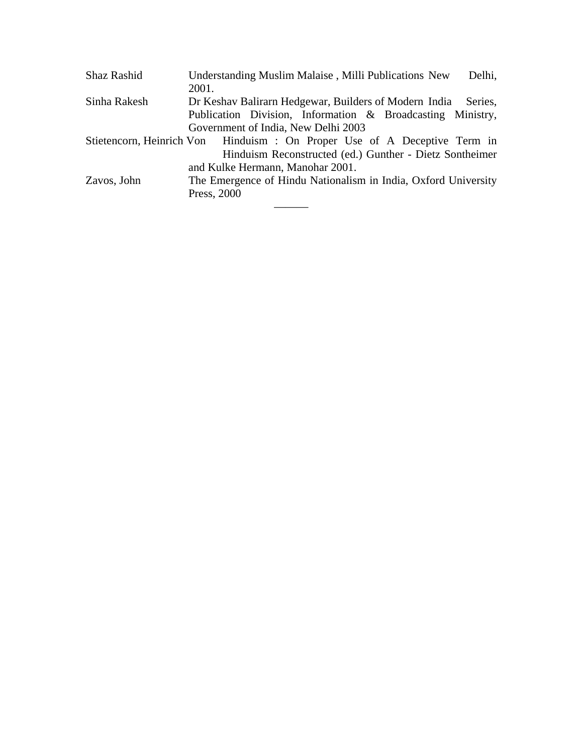Shaz Rashid — Understanding Muslim Malaise , Milli Publications New Delhi, 2001.

Sinha Rakesh — Dr Keshav Balirarn Hedgewar, Builders of Modern India Series, Publication Division, Information & Broadcasting Ministry, Government of India, New Delhi 2003

Stietencorn, Heinrich Von — Hinduism : On Proper Use of A Deceptive Term in Hinduism Reconstructed (ed.) Gunther - Dietz Sontheimer and Kulke Hermann, Manohar 2001.

Zavos, John — The Emergence of Hindu Nationalism in India, Oxford University Press, 2000

______